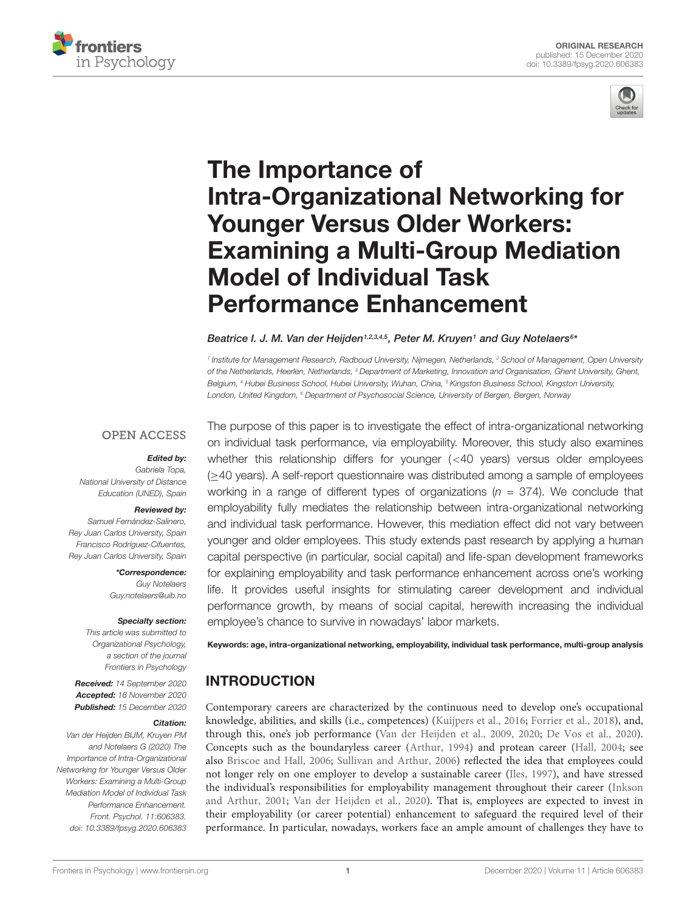ORIGINAL RESEARCH
published: 15 December 2020
doi: 10.3389/fpsyg.2020.606383

# The Importance of Intra-Organizational Networking for Younger Versus Older Workers: Examining a Multi-Group Mediation Model of Individual Task Performance Enhancement

*Beatrice I. J. M. Van der Heijden[1,2,3,4,5], Peter M. Kruyen[1] and Guy Notelaers[6]\**

[1] Institute for Management Research, Radboud University, Nijmegen, Netherlands, [2] School of Management, Open University of the Netherlands, Heerlen, Netherlands, [3] Department of Marketing, Innovation and Organisation, Ghent University, Ghent, Belgium, [4] Hubei Business School, Hubei University, Wuhan, China, [5] Kingston Business School, Kingston University, London, United Kingdom, [6] Department of Psychosocial Science, University of Bergen, Bergen, Norway

OPEN ACCESS

**Edited by:**
Gabriela Topa,
National University of Distance Education (UNED), Spain

**Reviewed by:**
Samuel Fernández-Salinero,
Rey Juan Carlos University, Spain
Francisco Rodríguez-Cifuentes,
Rey Juan Carlos University, Spain

**\*Correspondence:**
Guy Notelaers
Guy.notelaers@uib.no

**Specialty section:**
This article was submitted to Organizational Psychology, a section of the journal Frontiers in Psychology

**Received:** 14 September 2020
**Accepted:** 16 November 2020
**Published:** 15 December 2020

**Citation:**
Van der Heijden BIJM, Kruyen PM and Notelaers G (2020) The Importance of Intra-Organizational Networking for Younger Versus Older Workers: Examining a Multi-Group Mediation Model of Individual Task Performance Enhancement. Front. Psychol. 11:606383. doi: 10.3389/fpsyg.2020.606383

The purpose of this paper is to investigate the effect of intra-organizational networking on individual task performance, via employability. Moreover, this study also examines whether this relationship differs for younger (<40 years) versus older employees (≥40 years). A self-report questionnaire was distributed among a sample of employees working in a range of different types of organizations ($n$ = 374). We conclude that employability fully mediates the relationship between intra-organizational networking and individual task performance. However, this mediation effect did not vary between younger and older employees. This study extends past research by applying a human capital perspective (in particular, social capital) and life-span development frameworks for explaining employability and task performance enhancement across one's working life. It provides useful insights for stimulating career development and individual performance growth, by means of social capital, herewith increasing the individual employee's chance to survive in nowadays' labor markets.

**Keywords: age, intra-organizational networking, employability, individual task performance, multi-group analysis**

## INTRODUCTION

Contemporary careers are characterized by the continuous need to develop one's occupational knowledge, abilities, and skills (i.e., competences) (Kuijpers et al., 2016; Forrier et al., 2018), and, through this, one's job performance (Van der Heijden et al., 2009, 2020; De Vos et al., 2020). Concepts such as the boundaryless career (Arthur, 1994) and protean career (Hall, 2004; see also Briscoe and Hall, 2006; Sullivan and Arthur, 2006) reflected the idea that employees could not longer rely on one employer to develop a sustainable career (Iles, 1997), and have stressed the individual's responsibilities for employability management throughout their career (Inkson and Arthur, 2001; Van der Heijden et al., 2020). That is, employees are expected to invest in their employability (or career potential) enhancement to safeguard the required level of their performance. In particular, nowadays, workers face an ample amount of challenges they have to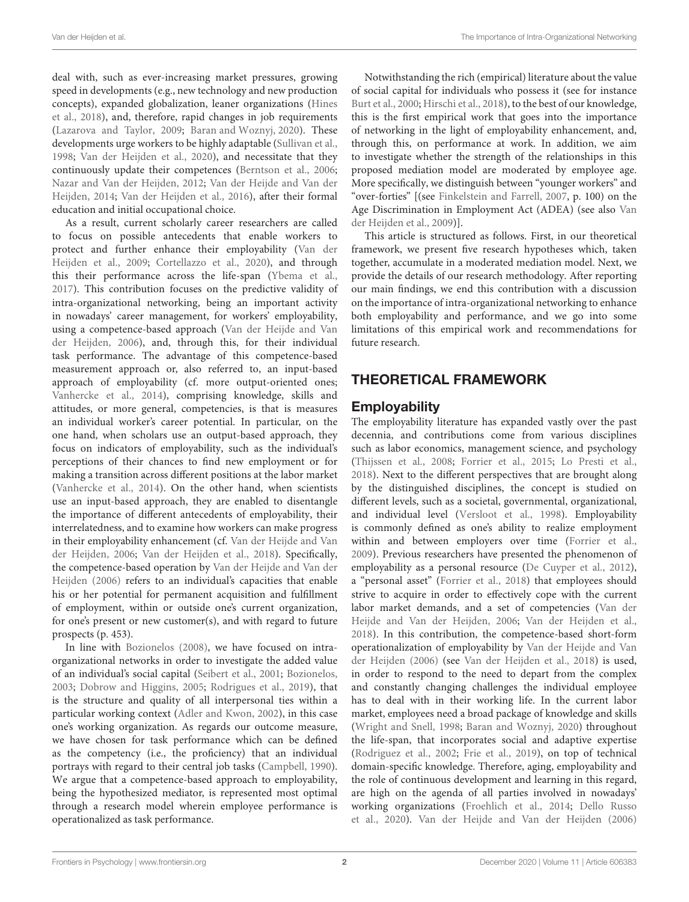deal with, such as ever-increasing market pressures, growing speed in developments (e.g., new technology and new production concepts), expanded globalization, leaner organizations (Hines et al., 2018), and, therefore, rapid changes in job requirements (Lazarova and Taylor, 2009; Baran and Woznyj, 2020). These developments urge workers to be highly adaptable (Sullivan et al., 1998; Van der Heijden et al., 2020), and necessitate that they continuously update their competences (Berntson et al., 2006; Nazar and Van der Heijden, 2012; Van der Heijde and Van der Heijden, 2014; Van der Heijden et al., 2016), after their formal education and initial occupational choice.

As a result, current scholarly career researchers are called to focus on possible antecedents that enable workers to protect and further enhance their employability (Van der Heijden et al., 2009; Cortellazzo et al., 2020), and through this their performance across the life-span (Ybema et al., 2017). This contribution focuses on the predictive validity of intra-organizational networking, being an important activity in nowadays' career management, for workers' employability, using a competence-based approach (Van der Heijde and Van der Heijden, 2006), and, through this, for their individual task performance. The advantage of this competence-based measurement approach or, also referred to, an input-based approach of employability (cf. more output-oriented ones; Vanhercke et al., 2014), comprising knowledge, skills and attitudes, or more general, competencies, is that is measures an individual worker's career potential. In particular, on the one hand, when scholars use an output-based approach, they focus on indicators of employability, such as the individual's perceptions of their chances to find new employment or for making a transition across different positions at the labor market (Vanhercke et al., 2014). On the other hand, when scientists use an input-based approach, they are enabled to disentangle the importance of different antecedents of employability, their interrelatedness, and to examine how workers can make progress in their employability enhancement (cf. Van der Heijde and Van der Heijden, 2006; Van der Heijden et al., 2018). Specifically, the competence-based operation by Van der Heijde and Van der Heijden (2006) refers to an individual's capacities that enable his or her potential for permanent acquisition and fulfillment of employment, within or outside one's current organization, for one's present or new customer(s), and with regard to future prospects (p. 453).

In line with Bozionelos (2008), we have focused on intra-organizational networks in order to investigate the added value of an individual's social capital (Seibert et al., 2001; Bozionelos, 2003; Dobrow and Higgins, 2005; Rodrigues et al., 2019), that is the structure and quality of all interpersonal ties within a particular working context (Adler and Kwon, 2002), in this case one's working organization. As regards our outcome measure, we have chosen for task performance which can be defined as the competency (i.e., the proficiency) that an individual portrays with regard to their central job tasks (Campbell, 1990). We argue that a competence-based approach to employability, being the hypothesized mediator, is represented most optimal through a research model wherein employee performance is operationalized as task performance.

Notwithstanding the rich (empirical) literature about the value of social capital for individuals who possess it (see for instance Burt et al., 2000; Hirschi et al., 2018), to the best of our knowledge, this is the first empirical work that goes into the importance of networking in the light of employability enhancement, and, through this, on performance at work. In addition, we aim to investigate whether the strength of the relationships in this proposed mediation model are moderated by employee age. More specifically, we distinguish between "younger workers" and "over-forties" [(see Finkelstein and Farrell, 2007, p. 100) on the Age Discrimination in Employment Act (ADEA) (see also Van der Heijden et al., 2009)].

This article is structured as follows. First, in our theoretical framework, we present five research hypotheses which, taken together, accumulate in a moderated mediation model. Next, we provide the details of our research methodology. After reporting our main findings, we end this contribution with a discussion on the importance of intra-organizational networking to enhance both employability and performance, and we go into some limitations of this empirical work and recommendations for future research.

## THEORETICAL FRAMEWORK

### Employability

The employability literature has expanded vastly over the past decennia, and contributions come from various disciplines such as labor economics, management science, and psychology (Thijssen et al., 2008; Forrier et al., 2015; Lo Presti et al., 2018). Next to the different perspectives that are brought along by the distinguished disciplines, the concept is studied on different levels, such as a societal, governmental, organizational, and individual level (Versloot et al., 1998). Employability is commonly defined as one's ability to realize employment within and between employers over time (Forrier et al., 2009). Previous researchers have presented the phenomenon of employability as a personal resource (De Cuyper et al., 2012), a "personal asset" (Forrier et al., 2018) that employees should strive to acquire in order to effectively cope with the current labor market demands, and a set of competencies (Van der Heijde and Van der Heijden, 2006; Van der Heijden et al., 2018). In this contribution, the competence-based short-form operationalization of employability by Van der Heijde and Van der Heijden (2006) (see Van der Heijden et al., 2018) is used, in order to respond to the need to depart from the complex and constantly changing challenges the individual employee has to deal with in their working life. In the current labor market, employees need a broad package of knowledge and skills (Wright and Snell, 1998; Baran and Woznyj, 2020) throughout the life-span, that incorporates social and adaptive expertise (Rodriguez et al., 2002; Frie et al., 2019), on top of technical domain-specific knowledge. Therefore, aging, employability and the role of continuous development and learning in this regard, are high on the agenda of all parties involved in nowadays' working organizations (Froehlich et al., 2014; Dello Russo et al., 2020). Van der Heijde and Van der Heijden (2006)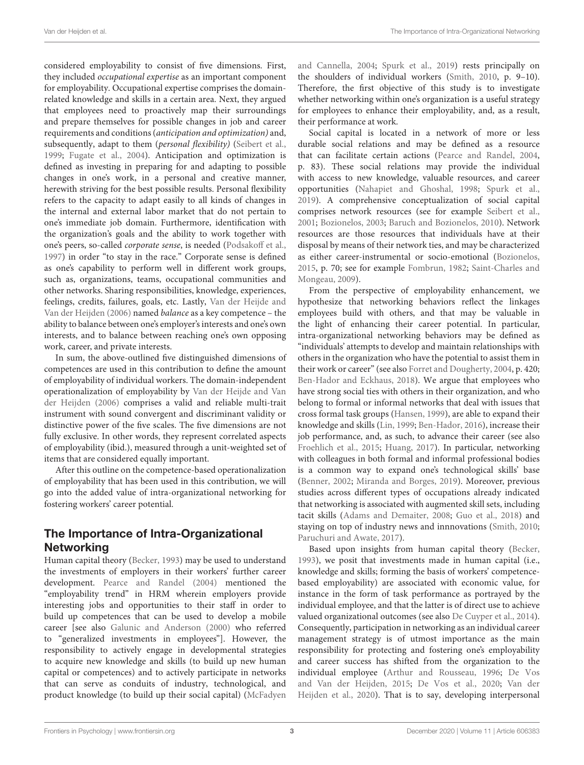considered employability to consist of five dimensions. First, they included *occupational expertise* as an important component for employability. Occupational expertise comprises the domain-related knowledge and skills in a certain area. Next, they argued that employees need to proactively map their surroundings and prepare themselves for possible changes in job and career requirements and conditions (*anticipation and optimization)* and, subsequently, adapt to them (*personal flexibility)* (Seibert et al., 1999; Fugate et al., 2004). Anticipation and optimization is defined as investing in preparing for and adapting to possible changes in one's work, in a personal and creative manner, herewith striving for the best possible results. Personal flexibility refers to the capacity to adapt easily to all kinds of changes in the internal and external labor market that do not pertain to one's immediate job domain. Furthermore, identification with the organization's goals and the ability to work together with one's peers, so-called *corporate sense*, is needed (Podsakoff et al., 1997) in order "to stay in the race." Corporate sense is defined as one's capability to perform well in different work groups, such as, organizations, teams, occupational communities and other networks. Sharing responsibilities, knowledge, experiences, feelings, credits, failures, goals, etc. Lastly, Van der Heijde and Van der Heijden (2006) named *balance* as a key competence – the ability to balance between one's employer's interests and one's own interests, and to balance between reaching one's own opposing work, career, and private interests.

In sum, the above-outlined five distinguished dimensions of competences are used in this contribution to define the amount of employability of individual workers. The domain-independent operationalization of employability by Van der Heijde and Van der Heijden (2006) comprises a valid and reliable multi-trait instrument with sound convergent and discriminant validity or distinctive power of the five scales. The five dimensions are not fully exclusive. In other words, they represent correlated aspects of employability (ibid.), measured through a unit-weighted set of items that are considered equally important.

After this outline on the competence-based operationalization of employability that has been used in this contribution, we will go into the added value of intra-organizational networking for fostering workers' career potential.

## The Importance of Intra-Organizational Networking

Human capital theory (Becker, 1993) may be used to understand the investments of employers in their workers' further career development. Pearce and Randel (2004) mentioned the "employability trend" in HRM wherein employers provide interesting jobs and opportunities to their staff in order to build up competences that can be used to develop a mobile career [see also Galunic and Anderson (2000) who referred to "generalized investments in employees"]. However, the responsibility to actively engage in developmental strategies to acquire new knowledge and skills (to build up new human capital or competences) and to actively participate in networks that can serve as conduits of industry, technological, and product knowledge (to build up their social capital) (McFadyen and Cannella, 2004; Spurk et al., 2019) rests principally on the shoulders of individual workers (Smith, 2010, p. 9–10). Therefore, the first objective of this study is to investigate whether networking within one's organization is a useful strategy for employees to enhance their employability, and, as a result, their performance at work.

Social capital is located in a network of more or less durable social relations and may be defined as a resource that can facilitate certain actions (Pearce and Randel, 2004, p. 83). These social relations may provide the individual with access to new knowledge, valuable resources, and career opportunities (Nahapiet and Ghoshal, 1998; Spurk et al., 2019). A comprehensive conceptualization of social capital comprises network resources (see for example Seibert et al., 2001; Bozionelos, 2003; Baruch and Bozionelos, 2010). Network resources are those resources that individuals have at their disposal by means of their network ties, and may be characterized as either career-instrumental or socio-emotional (Bozionelos, 2015, p. 70; see for example Fombrun, 1982; Saint-Charles and Mongeau, 2009).

From the perspective of employability enhancement, we hypothesize that networking behaviors reflect the linkages employees build with others, and that may be valuable in the light of enhancing their career potential. In particular, intra-organizational networking behaviors may be defined as "individuals' attempts to develop and maintain relationships with others in the organization who have the potential to assist them in their work or career" (see also Forret and Dougherty, 2004, p. 420; Ben-Hador and Eckhaus, 2018). We argue that employees who have strong social ties with others in their organization, and who belong to formal or informal networks that deal with issues that cross formal task groups (Hansen, 1999), are able to expand their knowledge and skills (Lin, 1999; Ben-Hador, 2016), increase their job performance, and, as such, to advance their career (see also Froehlich et al., 2015; Huang, 2017). In particular, networking with colleagues in both formal and informal professional bodies is a common way to expand one's technological skills' base (Benner, 2002; Miranda and Borges, 2019). Moreover, previous studies across different types of occupations already indicated that networking is associated with augmented skill sets, including tacit skills (Adams and Demaiter, 2008; Guo et al., 2018) and staying on top of industry news and innnovations (Smith, 2010; Paruchuri and Awate, 2017).

Based upon insights from human capital theory (Becker, 1993), we posit that investments made in human capital (i.e., knowledge and skills; forming the basis of workers' competence-based employability) are associated with economic value, for instance in the form of task performance as portrayed by the individual employee, and that the latter is of direct use to achieve valued organizational outcomes (see also De Cuyper et al., 2014). Consequently, participation in networking as an individual career management strategy is of utmost importance as the main responsibility for protecting and fostering one's employability and career success has shifted from the organization to the individual employee (Arthur and Rousseau, 1996; De Vos and Van der Heijden, 2015; De Vos et al., 2020; Van der Heijden et al., 2020). That is to say, developing interpersonal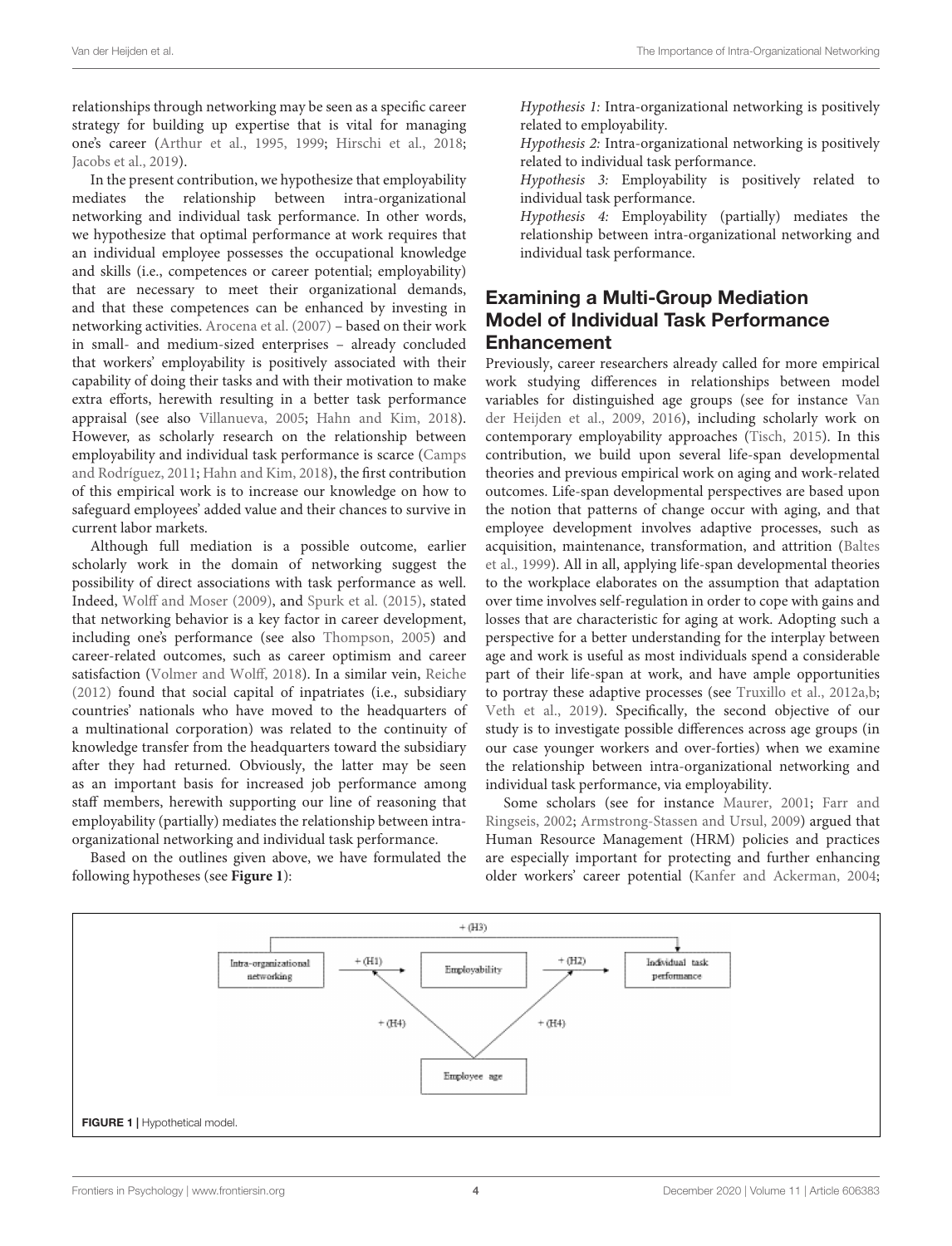relationships through networking may be seen as a specific career strategy for building up expertise that is vital for managing one's career (Arthur et al., 1995, 1999; Hirschi et al., 2018; Jacobs et al., 2019).

In the present contribution, we hypothesize that employability mediates the relationship between intra-organizational networking and individual task performance. In other words, we hypothesize that optimal performance at work requires that an individual employee possesses the occupational knowledge and skills (i.e., competences or career potential; employability) that are necessary to meet their organizational demands, and that these competences can be enhanced by investing in networking activities. Arocena et al. (2007) – based on their work in small- and medium-sized enterprises – already concluded that workers' employability is positively associated with their capability of doing their tasks and with their motivation to make extra efforts, herewith resulting in a better task performance appraisal (see also Villanueva, 2005; Hahn and Kim, 2018). However, as scholarly research on the relationship between employability and individual task performance is scarce (Camps and Rodríguez, 2011; Hahn and Kim, 2018), the first contribution of this empirical work is to increase our knowledge on how to safeguard employees' added value and their chances to survive in current labor markets.

Although full mediation is a possible outcome, earlier scholarly work in the domain of networking suggest the possibility of direct associations with task performance as well. Indeed, Wolff and Moser (2009), and Spurk et al. (2015), stated that networking behavior is a key factor in career development, including one's performance (see also Thompson, 2005) and career-related outcomes, such as career optimism and career satisfaction (Volmer and Wolff, 2018). In a similar vein, Reiche (2012) found that social capital of inpatriates (i.e., subsidiary countries' nationals who have moved to the headquarters of a multinational corporation) was related to the continuity of knowledge transfer from the headquarters toward the subsidiary after they had returned. Obviously, the latter may be seen as an important basis for increased job performance among staff members, herewith supporting our line of reasoning that employability (partially) mediates the relationship between intra-organizational networking and individual task performance.

Based on the outlines given above, we have formulated the following hypotheses (see **Figure 1**):

*Hypothesis 1:* Intra-organizational networking is positively related to employability.

*Hypothesis 2:* Intra-organizational networking is positively related to individual task performance.

*Hypothesis 3:* Employability is positively related to individual task performance.

*Hypothesis 4:* Employability (partially) mediates the relationship between intra-organizational networking and individual task performance.

## Examining a Multi-Group Mediation Model of Individual Task Performance Enhancement

Previously, career researchers already called for more empirical work studying differences in relationships between model variables for distinguished age groups (see for instance Van der Heijden et al., 2009, 2016), including scholarly work on contemporary employability approaches (Tisch, 2015). In this contribution, we build upon several life-span developmental theories and previous empirical work on aging and work-related outcomes. Life-span developmental perspectives are based upon the notion that patterns of change occur with aging, and that employee development involves adaptive processes, such as acquisition, maintenance, transformation, and attrition (Baltes et al., 1999). All in all, applying life-span developmental theories to the workplace elaborates on the assumption that adaptation over time involves self-regulation in order to cope with gains and losses that are characteristic for aging at work. Adopting such a perspective for a better understanding for the interplay between age and work is useful as most individuals spend a considerable part of their life-span at work, and have ample opportunities to portray these adaptive processes (see Truxillo et al., 2012a,b; Veth et al., 2019). Specifically, the second objective of our study is to investigate possible differences across age groups (in our case younger workers and over-forties) when we examine the relationship between intra-organizational networking and individual task performance, via employability.

Some scholars (see for instance Maurer, 2001; Farr and Ringseis, 2002; Armstrong-Stassen and Ursul, 2009) argued that Human Resource Management (HRM) policies and practices are especially important for protecting and further enhancing older workers' career potential (Kanfer and Ackerman, 2004;

**FIGURE 1** | Hypothetical model.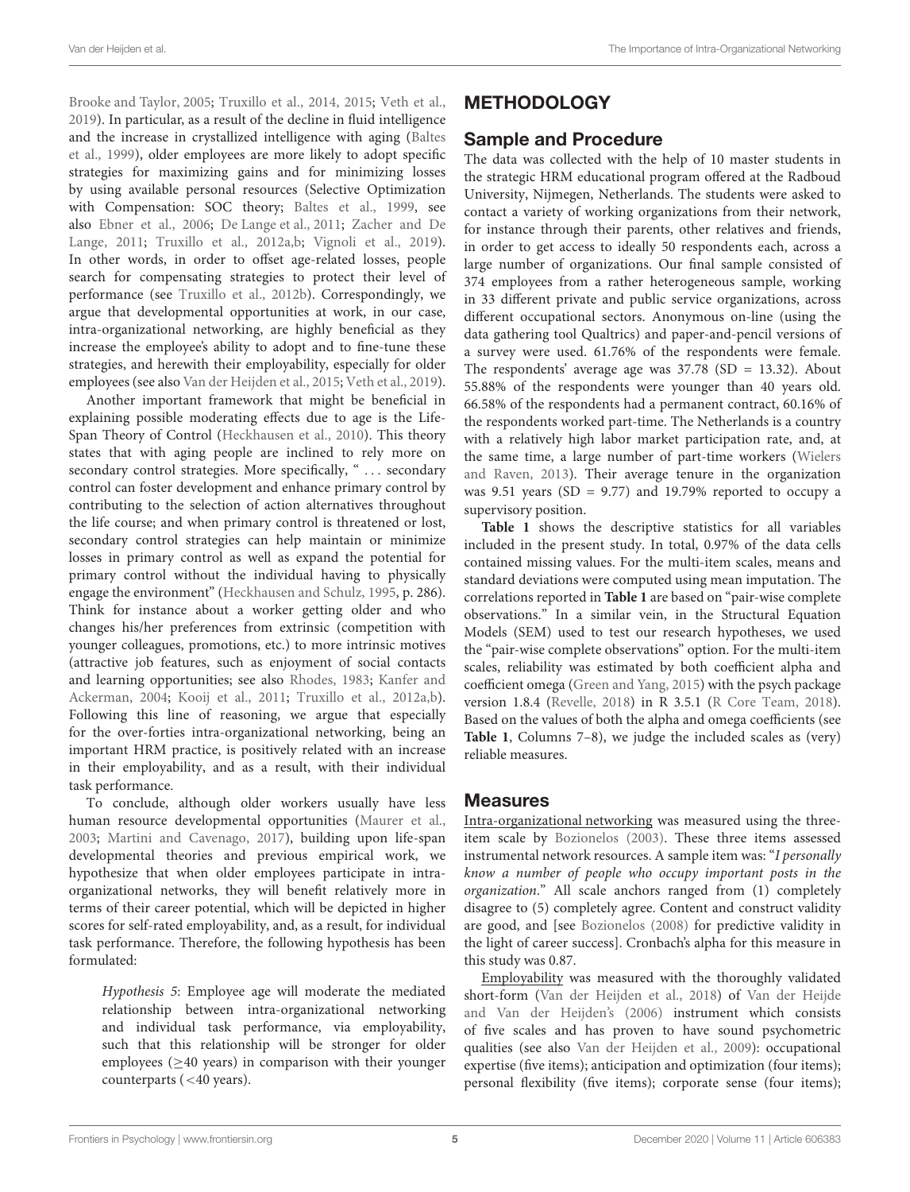Brooke and Taylor, 2005; Truxillo et al., 2014, 2015; Veth et al., 2019). In particular, as a result of the decline in fluid intelligence and the increase in crystallized intelligence with aging (Baltes et al., 1999), older employees are more likely to adopt specific strategies for maximizing gains and for minimizing losses by using available personal resources (Selective Optimization with Compensation: SOC theory; Baltes et al., 1999, see also Ebner et al., 2006; De Lange et al., 2011; Zacher and De Lange, 2011; Truxillo et al., 2012a,b; Vignoli et al., 2019). In other words, in order to offset age-related losses, people search for compensating strategies to protect their level of performance (see Truxillo et al., 2012b). Correspondingly, we argue that developmental opportunities at work, in our case, intra-organizational networking, are highly beneficial as they increase the employee's ability to adopt and to fine-tune these strategies, and herewith their employability, especially for older employees (see also Van der Heijden et al., 2015; Veth et al., 2019).

Another important framework that might be beneficial in explaining possible moderating effects due to age is the Life-Span Theory of Control (Heckhausen et al., 2010). This theory states that with aging people are inclined to rely more on secondary control strategies. More specifically, " . . . secondary control can foster development and enhance primary control by contributing to the selection of action alternatives throughout the life course; and when primary control is threatened or lost, secondary control strategies can help maintain or minimize losses in primary control as well as expand the potential for primary control without the individual having to physically engage the environment" (Heckhausen and Schulz, 1995, p. 286). Think for instance about a worker getting older and who changes his/her preferences from extrinsic (competition with younger colleagues, promotions, etc.) to more intrinsic motives (attractive job features, such as enjoyment of social contacts and learning opportunities; see also Rhodes, 1983; Kanfer and Ackerman, 2004; Kooij et al., 2011; Truxillo et al., 2012a,b). Following this line of reasoning, we argue that especially for the over-forties intra-organizational networking, being an important HRM practice, is positively related with an increase in their employability, and as a result, with their individual task performance.

To conclude, although older workers usually have less human resource developmental opportunities (Maurer et al., 2003; Martini and Cavenago, 2017), building upon life-span developmental theories and previous empirical work, we hypothesize that when older employees participate in intra-organizational networks, they will benefit relatively more in terms of their career potential, which will be depicted in higher scores for self-rated employability, and, as a result, for individual task performance. Therefore, the following hypothesis has been formulated:

> *Hypothesis 5*: Employee age will moderate the mediated relationship between intra-organizational networking and individual task performance, via employability, such that this relationship will be stronger for older employees (≥40 years) in comparison with their younger counterparts (<40 years).

# METHODOLOGY

## Sample and Procedure

The data was collected with the help of 10 master students in the strategic HRM educational program offered at the Radboud University, Nijmegen, Netherlands. The students were asked to contact a variety of working organizations from their network, for instance through their parents, other relatives and friends, in order to get access to ideally 50 respondents each, across a large number of organizations. Our final sample consisted of 374 employees from a rather heterogeneous sample, working in 33 different private and public service organizations, across different occupational sectors. Anonymous on-line (using the data gathering tool Qualtrics) and paper-and-pencil versions of a survey were used. 61.76% of the respondents were female. The respondents' average age was 37.78 (SD = 13.32). About 55.88% of the respondents were younger than 40 years old. 66.58% of the respondents had a permanent contract, 60.16% of the respondents worked part-time. The Netherlands is a country with a relatively high labor market participation rate, and, at the same time, a large number of part-time workers (Wielers and Raven, 2013). Their average tenure in the organization was 9.51 years (SD = 9.77) and 19.79% reported to occupy a supervisory position.

**Table 1** shows the descriptive statistics for all variables included in the present study. In total, 0.97% of the data cells contained missing values. For the multi-item scales, means and standard deviations were computed using mean imputation. The correlations reported in **Table 1** are based on "pair-wise complete observations." In a similar vein, in the Structural Equation Models (SEM) used to test our research hypotheses, we used the "pair-wise complete observations" option. For the multi-item scales, reliability was estimated by both coefficient alpha and coefficient omega (Green and Yang, 2015) with the psych package version 1.8.4 (Revelle, 2018) in R 3.5.1 (R Core Team, 2018). Based on the values of both the alpha and omega coefficients (see **Table 1**, Columns 7–8), we judge the included scales as (very) reliable measures.

## Measures

Intra-organizational networking was measured using the three-item scale by Bozionelos (2003). These three items assessed instrumental network resources. A sample item was: "*I personally know a number of people who occupy important posts in the organization*." All scale anchors ranged from (1) completely disagree to (5) completely agree. Content and construct validity are good, and [see Bozionelos (2008) for predictive validity in the light of career success]. Cronbach's alpha for this measure in this study was 0.87.

Employability was measured with the thoroughly validated short-form (Van der Heijden et al., 2018) of Van der Heijde and Van der Heijden's (2006) instrument which consists of five scales and has proven to have sound psychometric qualities (see also Van der Heijden et al., 2009): occupational expertise (five items); anticipation and optimization (four items); personal flexibility (five items); corporate sense (four items);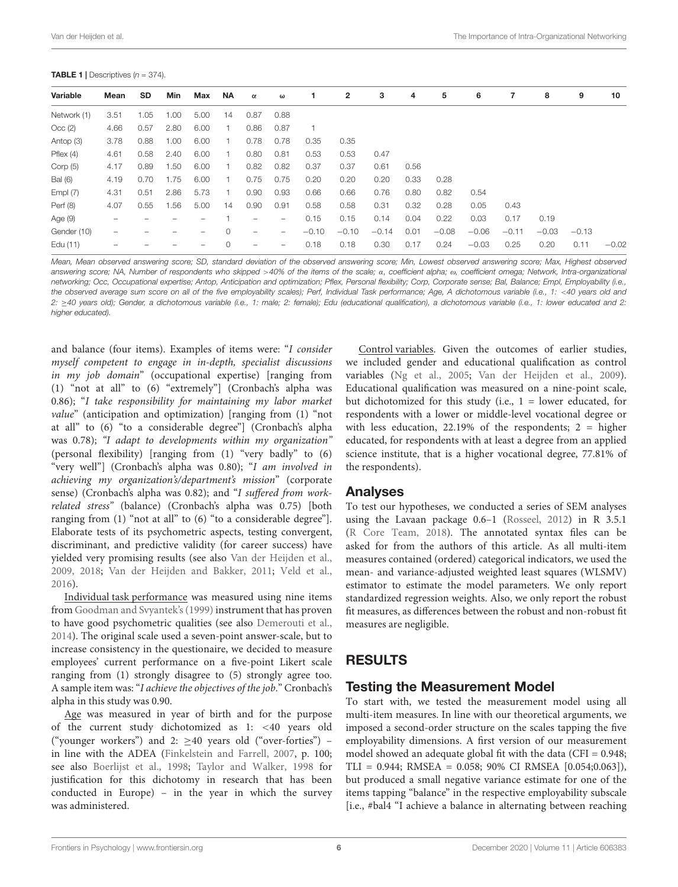**TABLE 1** | Descriptives ($n$ = 374).

| Variable | Mean | SD | Min | Max | NA | α | ω | 1 | 2 | 3 | 4 | 5 | 6 | 7 | 8 | 9 | 10 |
|---|---|---|---|---|---|---|---|---|---|---|---|---|---|---|---|---|---|
| Network (1) | 3.51 | 1.05 | 1.00 | 5.00 | 14 | 0.87 | 0.88 | | | | | | | | | | |
| Occ (2) | 4.66 | 0.57 | 2.80 | 6.00 | 1 | 0.86 | 0.87 | 1 | | | | | | | | | |
| Antop (3) | 3.78 | 0.88 | 1.00 | 6.00 | 1 | 0.78 | 0.78 | 0.35 | 0.35 | | | | | | | | |
| Pflex (4) | 4.61 | 0.58 | 2.40 | 6.00 | 1 | 0.80 | 0.81 | 0.53 | 0.53 | 0.47 | | | | | | | |
| Corp (5) | 4.17 | 0.89 | 1.50 | 6.00 | 1 | 0.82 | 0.82 | 0.37 | 0.37 | 0.61 | 0.56 | | | | | | |
| Bal (6) | 4.19 | 0.70 | 1.75 | 6.00 | 1 | 0.75 | 0.75 | 0.20 | 0.20 | 0.20 | 0.33 | 0.28 | | | | | |
| Empl (7) | 4.31 | 0.51 | 2.86 | 5.73 | 1 | 0.90 | 0.93 | 0.66 | 0.66 | 0.76 | 0.80 | 0.82 | 0.54 | | | | |
| Perf (8) | 4.07 | 0.55 | 1.56 | 5.00 | 14 | 0.90 | 0.91 | 0.58 | 0.58 | 0.31 | 0.32 | 0.28 | 0.05 | 0.43 | | | |
| Age (9) | – | – | – | – | 1 | – | – | 0.15 | 0.15 | 0.14 | 0.04 | 0.22 | 0.03 | 0.17 | 0.19 | | |
| Gender (10) | – | – | – | – | 0 | – | – | −0.10 | −0.10 | −0.14 | 0.01 | −0.08 | −0.06 | −0.11 | −0.03 | −0.13 | |
| Edu (11) | – | – | – | – | 0 | – | – | 0.18 | 0.18 | 0.30 | 0.17 | 0.24 | −0.03 | 0.25 | 0.20 | 0.11 | −0.02 |

*Mean, Mean observed answering score; SD, standard deviation of the observed answering score; Min, Lowest observed answering score; Max, Highest observed answering score; NA, Number of respondents who skipped >40% of the items of the scale; α, coefficient alpha; ω, coefficient omega; Network, Intra-organizational networking; Occ, Occupational expertise; Antop, Anticipation and optimization; Pflex, Personal flexibility; Corp, Corporate sense; Bal, Balance; Empl, Employability (i.e., the observed average sum score on all of the five employability scales); Perf, Individual Task performance; Age, A dichotomous variable (i.e., 1: <40 years old and 2: ≥40 years old); Gender, a dichotomous variable (i.e., 1: male; 2: female); Edu (educational qualification), a dichotomous variable (i.e., 1: lower educated and 2: higher educated).*

and balance (four items). Examples of items were: "*I consider myself competent to engage in in-depth, specialist discussions in my job domain*" (occupational expertise) [ranging from (1) "not at all" to (6) "extremely"] (Cronbach's alpha was 0.86); "*I take responsibility for maintaining my labor market value*" (anticipation and optimization) [ranging from (1) "not at all" to (6) "to a considerable degree"] (Cronbach's alpha was 0.78); *"I adapt to developments within my organization"* (personal flexibility) [ranging from (1) "very badly" to (6) "very well"] (Cronbach's alpha was 0.80); "*I am involved in achieving my organization's/department's mission*" (corporate sense) (Cronbach's alpha was 0.82); and "*I suffered from work-related stress*" (balance) (Cronbach's alpha was 0.75) [both ranging from (1) "not at all" to (6) "to a considerable degree"]. Elaborate tests of its psychometric aspects, testing convergent, discriminant, and predictive validity (for career success) have yielded very promising results (see also Van der Heijden et al., 2009, 2018; Van der Heijden and Bakker, 2011; Veld et al., 2016).

Individual task performance was measured using nine items from Goodman and Svyantek's (1999) instrument that has proven to have good psychometric qualities (see also Demerouti et al., 2014). The original scale used a seven-point answer-scale, but to increase consistency in the questionnaire, we decided to measure employees' current performance on a five-point Likert scale ranging from (1) strongly disagree to (5) strongly agree too. A sample item was: "*I achieve the objectives of the job.*" Cronbach's alpha in this study was 0.90.

Age was measured in year of birth and for the purpose of the current study dichotomized as 1: <40 years old ("younger workers") and 2: ≥40 years old ("over-forties") – in line with the ADEA (Finkelstein and Farrell, 2007, p. 100; see also Boerlijst et al., 1998; Taylor and Walker, 1998 for justification for this dichotomy in research that has been conducted in Europe) – in the year in which the survey was administered.

Control variables. Given the outcomes of earlier studies, we included gender and educational qualification as control variables (Ng et al., 2005; Van der Heijden et al., 2009). Educational qualification was measured on a nine-point scale, but dichotomized for this study (i.e., 1 = lower educated, for respondents with a lower or middle-level vocational degree or with less education, 22.19% of the respondents; 2 = higher educated, for respondents with at least a degree from an applied science institute, that is a higher vocational degree, 77.81% of the respondents).

## Analyses

To test our hypotheses, we conducted a series of SEM analyses using the Lavaan package 0.6–1 (Rosseel, 2012) in R 3.5.1 (R Core Team, 2018). The annotated syntax files can be asked for from the authors of this article. As all multi-item measures contained (ordered) categorical indicators, we used the mean- and variance-adjusted weighted least squares (WLSMV) estimator to estimate the model parameters. We only report standardized regression weights. Also, we only report the robust fit measures, as differences between the robust and non-robust fit measures are negligible.

# RESULTS

## Testing the Measurement Model

To start with, we tested the measurement model using all multi-item measures. In line with our theoretical arguments, we imposed a second-order structure on the scales tapping the five employability dimensions. A first version of our measurement model showed an adequate global fit with the data (CFI = 0.948; TLI = 0.944; RMSEA = 0.058; 90% CI RMSEA [0.054;0.063]), but produced a small negative variance estimate for one of the items tapping "balance" in the respective employability subscale [i.e., #bal4 "I achieve a balance in alternating between reaching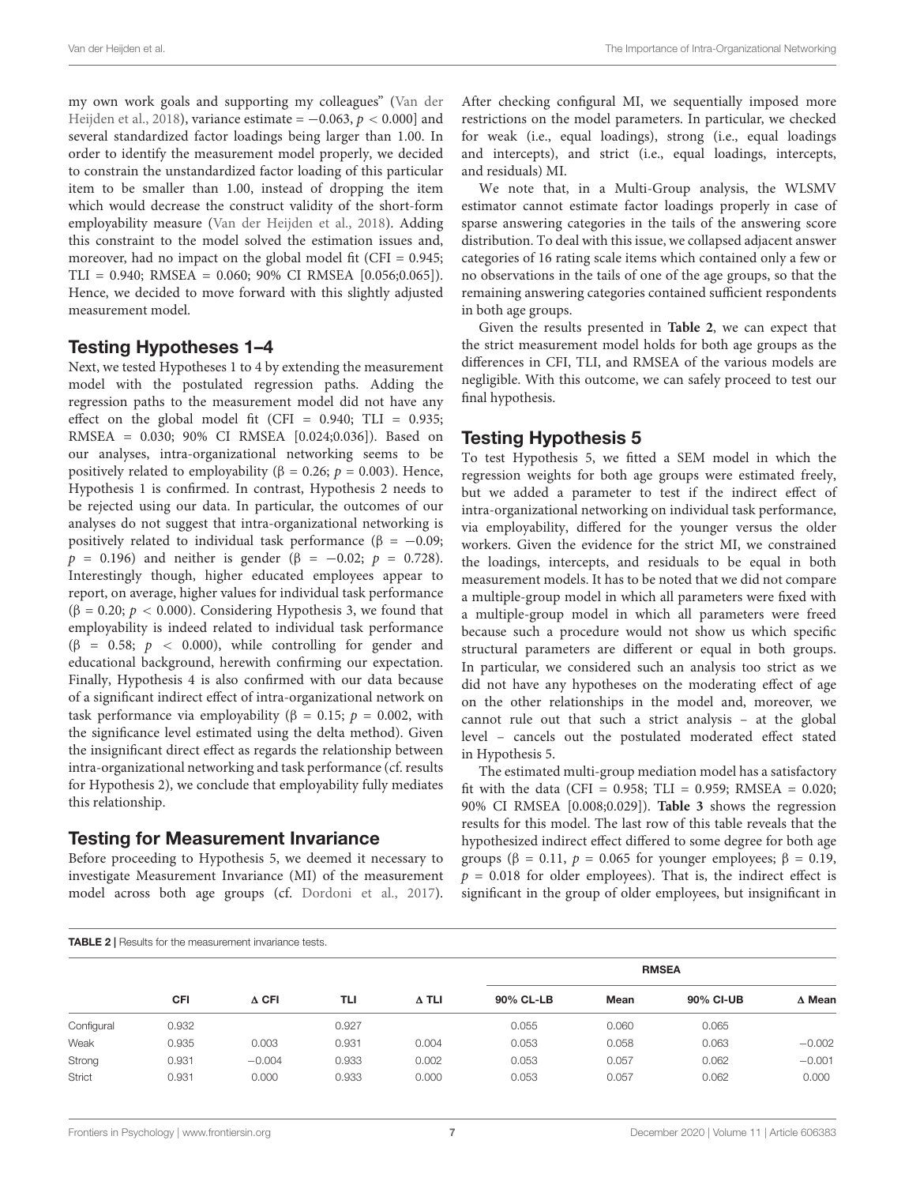my own work goals and supporting my colleagues" (Van der Heijden et al., 2018), variance estimate = −0.063, $p < 0.000$] and several standardized factor loadings being larger than 1.00. In order to identify the measurement model properly, we decided to constrain the unstandardized factor loading of this particular item to be smaller than 1.00, instead of dropping the item which would decrease the construct validity of the short-form employability measure (Van der Heijden et al., 2018). Adding this constraint to the model solved the estimation issues and, moreover, had no impact on the global model fit (CFI = 0.945; TLI = 0.940; RMSEA = 0.060; 90% CI RMSEA [0.056;0.065]). Hence, we decided to move forward with this slightly adjusted measurement model.

## Testing Hypotheses 1–4

Next, we tested Hypotheses 1 to 4 by extending the measurement model with the postulated regression paths. Adding the regression paths to the measurement model did not have any effect on the global model fit (CFI = 0.940; TLI = 0.935; RMSEA = 0.030; 90% CI RMSEA [0.024;0.036]). Based on our analyses, intra-organizational networking seems to be positively related to employability (β = 0.26; $p = 0.003$). Hence, Hypothesis 1 is confirmed. In contrast, Hypothesis 2 needs to be rejected using our data. In particular, the outcomes of our analyses do not suggest that intra-organizational networking is positively related to individual task performance (β = −0.09; $p = 0.196$) and neither is gender (β = −0.02; $p = 0.728$). Interestingly though, higher educated employees appear to report, on average, higher values for individual task performance (β = 0.20; $p < 0.000$). Considering Hypothesis 3, we found that employability is indeed related to individual task performance (β = 0.58; $p < 0.000$), while controlling for gender and educational background, herewith confirming our expectation. Finally, Hypothesis 4 is also confirmed with our data because of a significant indirect effect of intra-organizational network on task performance via employability (β = 0.15; $p = 0.002$, with the significance level estimated using the delta method). Given the insignificant direct effect as regards the relationship between intra-organizational networking and task performance (cf. results for Hypothesis 2), we conclude that employability fully mediates this relationship.

## Testing for Measurement Invariance

Before proceeding to Hypothesis 5, we deemed it necessary to investigate Measurement Invariance (MI) of the measurement model across both age groups (cf. Dordoni et al., 2017). After checking configural MI, we sequentially imposed more restrictions on the model parameters. In particular, we checked for weak (i.e., equal loadings), strong (i.e., equal loadings and intercepts), and strict (i.e., equal loadings, intercepts, and residuals) MI.

We note that, in a Multi-Group analysis, the WLSMV estimator cannot estimate factor loadings properly in case of sparse answering categories in the tails of the answering score distribution. To deal with this issue, we collapsed adjacent answer categories of 16 rating scale items which contained only a few or no observations in the tails of one of the age groups, so that the remaining answering categories contained sufficient respondents in both age groups.

Given the results presented in **Table 2**, we can expect that the strict measurement model holds for both age groups as the differences in CFI, TLI, and RMSEA of the various models are negligible. With this outcome, we can safely proceed to test our final hypothesis.

## Testing Hypothesis 5

To test Hypothesis 5, we fitted a SEM model in which the regression weights for both age groups were estimated freely, but we added a parameter to test if the indirect effect of intra-organizational networking on individual task performance, via employability, differed for the younger versus the older workers. Given the evidence for the strict MI, we constrained the loadings, intercepts, and residuals to be equal in both measurement models. It has to be noted that we did not compare a multiple-group model in which all parameters were fixed with a multiple-group model in which all parameters were freed because such a procedure would not show us which specific structural parameters are different or equal in both groups. In particular, we considered such an analysis too strict as we did not have any hypotheses on the moderating effect of age on the other relationships in the model and, moreover, we cannot rule out that such a strict analysis – at the global level – cancels out the postulated moderated effect stated in Hypothesis 5.

The estimated multi-group mediation model has a satisfactory fit with the data (CFI = 0.958; TLI = 0.959; RMSEA = 0.020; 90% CI RMSEA [0.008;0.029]). **Table 3** shows the regression results for this model. The last row of this table reveals that the hypothesized indirect effect differed to some degree for both age groups (β = 0.11, $p = 0.065$ for younger employees; β = 0.19, $p = 0.018$ for older employees). That is, the indirect effect is significant in the group of older employees, but insignificant in

**TABLE 2** | Results for the measurement invariance tests.

| | CFI | Δ CFI | TLI | Δ TLI | RMSEA | | | |
|---|---|---|---|---|---|---|---|---|
| | | | | | 90% CL-LB | Mean | 90% CI-UB | Δ Mean |
| Configural | 0.932 | | 0.927 | | 0.055 | 0.060 | 0.065 | |
| Weak | 0.935 | 0.003 | 0.931 | 0.004 | 0.053 | 0.058 | 0.063 | −0.002 |
| Strong | 0.931 | −0.004 | 0.933 | 0.002 | 0.053 | 0.057 | 0.062 | −0.001 |
| Strict | 0.931 | 0.000 | 0.933 | 0.000 | 0.053 | 0.057 | 0.062 | 0.000 |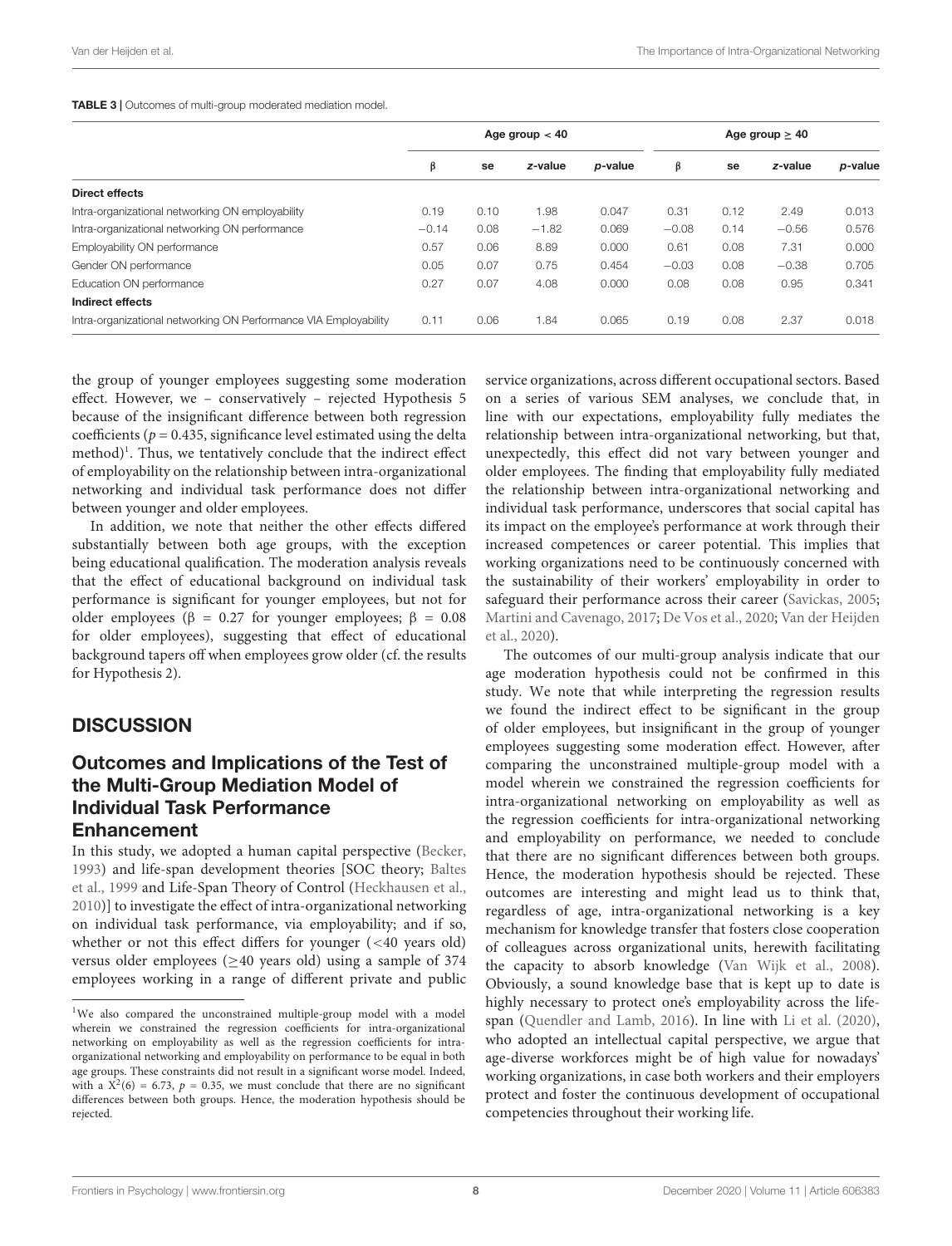**TABLE 3 |** Outcomes of multi-group moderated mediation model.

| | Age group < 40 | | | | Age group ≥ 40 | | | |
|---|---|---|---|---|---|---|---|---|
| | β | se | *z*-value | *p*-value | β | se | *z*-value | *p*-value |
| **Direct effects** | | | | | | | | |
| Intra-organizational networking ON employability | 0.19 | 0.10 | 1.98 | 0.047 | 0.31 | 0.12 | 2.49 | 0.013 |
| Intra-organizational networking ON performance | −0.14 | 0.08 | −1.82 | 0.069 | −0.08 | 0.14 | −0.56 | 0.576 |
| Employability ON performance | 0.57 | 0.06 | 8.89 | 0.000 | 0.61 | 0.08 | 7.31 | 0.000 |
| Gender ON performance | 0.05 | 0.07 | 0.75 | 0.454 | −0.03 | 0.08 | −0.38 | 0.705 |
| Education ON performance | 0.27 | 0.07 | 4.08 | 0.000 | 0.08 | 0.08 | 0.95 | 0.341 |
| **Indirect effects** | | | | | | | | |
| Intra-organizational networking ON Performance VIA Employability | 0.11 | 0.06 | 1.84 | 0.065 | 0.19 | 0.08 | 2.37 | 0.018 |

the group of younger employees suggesting some moderation effect. However, we – conservatively – rejected Hypothesis 5 because of the insignificant difference between both regression coefficients ($p = 0.435$, significance level estimated using the delta method)[1]. Thus, we tentatively conclude that the indirect effect of employability on the relationship between intra-organizational networking and individual task performance does not differ between younger and older employees.

In addition, we note that neither the other effects differed substantially between both age groups, with the exception being educational qualification. The moderation analysis reveals that the effect of educational background on individual task performance is significant for younger employees, but not for older employees ($\beta = 0.27$ for younger employees; $\beta = 0.08$ for older employees), suggesting that effect of educational background tapers off when employees grow older (cf. the results for Hypothesis 2).

## DISCUSSION

### Outcomes and Implications of the Test of the Multi-Group Mediation Model of Individual Task Performance Enhancement

In this study, we adopted a human capital perspective (Becker, 1993) and life-span development theories [SOC theory; Baltes et al., 1999 and Life-Span Theory of Control (Heckhausen et al., 2010)] to investigate the effect of intra-organizational networking on individual task performance, via employability; and if so, whether or not this effect differs for younger (<40 years old) versus older employees (≥40 years old) using a sample of 374 employees working in a range of different private and public service organizations, across different occupational sectors. Based on a series of various SEM analyses, we conclude that, in line with our expectations, employability fully mediates the relationship between intra-organizational networking, but that, unexpectedly, this effect did not vary between younger and older employees. The finding that employability fully mediated the relationship between intra-organizational networking and individual task performance, underscores that social capital has its impact on the employee's performance at work through their increased competences or career potential. This implies that working organizations need to be continuously concerned with the sustainability of their workers' employability in order to safeguard their performance across their career (Savickas, 2005; Martini and Cavenago, 2017; De Vos et al., 2020; Van der Heijden et al., 2020).

The outcomes of our multi-group analysis indicate that our age moderation hypothesis could not be confirmed in this study. We note that while interpreting the regression results we found the indirect effect to be significant in the group of older employees, but insignificant in the group of younger employees suggesting some moderation effect. However, after comparing the unconstrained multiple-group model with a model wherein we constrained the regression coefficients for intra-organizational networking on employability as well as the regression coefficients for intra-organizational networking and employability on performance, we needed to conclude that there are no significant differences between both groups. Hence, the moderation hypothesis should be rejected. These outcomes are interesting and might lead us to think that, regardless of age, intra-organizational networking is a key mechanism for knowledge transfer that fosters close cooperation of colleagues across organizational units, herewith facilitating the capacity to absorb knowledge (Van Wijk et al., 2008). Obviously, a sound knowledge base that is kept up to date is highly necessary to protect one's employability across the life-span (Quendler and Lamb, 2016). In line with Li et al. (2020), who adopted an intellectual capital perspective, we argue that age-diverse workforces might be of high value for nowadays' working organizations, in case both workers and their employers protect and foster the continuous development of occupational competencies throughout their working life.

[1]We also compared the unconstrained multiple-group model with a model wherein we constrained the regression coefficients for intra-organizational networking on employability as well as the regression coefficients for intra-organizational networking and employability on performance to be equal in both age groups. These constraints did not result in a significant worse model. Indeed, with a $X^2(6) = 6.73$, $p = 0.35$, we must conclude that there are no significant differences between both groups. Hence, the moderation hypothesis should be rejected.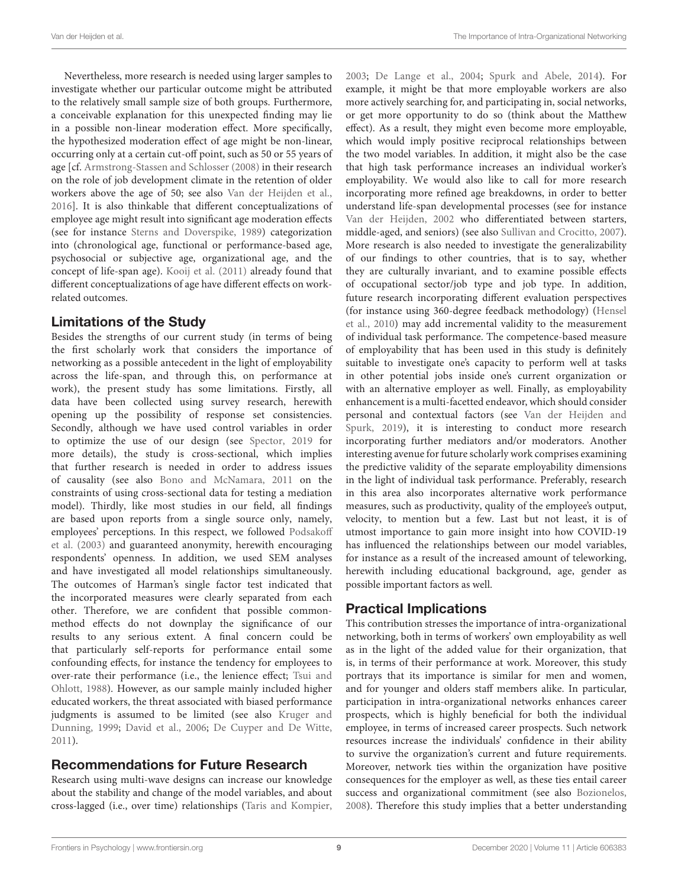Nevertheless, more research is needed using larger samples to investigate whether our particular outcome might be attributed to the relatively small sample size of both groups. Furthermore, a conceivable explanation for this unexpected finding may lie in a possible non-linear moderation effect. More specifically, the hypothesized moderation effect of age might be non-linear, occurring only at a certain cut-off point, such as 50 or 55 years of age [cf. Armstrong-Stassen and Schlosser (2008) in their research on the role of job development climate in the retention of older workers above the age of 50; see also Van der Heijden et al., 2016]. It is also thinkable that different conceptualizations of employee age might result into significant age moderation effects (see for instance Sterns and Doverspike, 1989) categorization into (chronological age, functional or performance-based age, psychosocial or subjective age, organizational age, and the concept of life-span age). Kooij et al. (2011) already found that different conceptualizations of age have different effects on work-related outcomes.

## Limitations of the Study

Besides the strengths of our current study (in terms of being the first scholarly work that considers the importance of networking as a possible antecedent in the light of employability across the life-span, and through this, on performance at work), the present study has some limitations. Firstly, all data have been collected using survey research, herewith opening up the possibility of response set consistencies. Secondly, although we have used control variables in order to optimize the use of our design (see Spector, 2019 for more details), the study is cross-sectional, which implies that further research is needed in order to address issues of causality (see also Bono and McNamara, 2011 on the constraints of using cross-sectional data for testing a mediation model). Thirdly, like most studies in our field, all findings are based upon reports from a single source only, namely, employees' perceptions. In this respect, we followed Podsakoff et al. (2003) and guaranteed anonymity, herewith encouraging respondents' openness. In addition, we used SEM analyses and have investigated all model relationships simultaneously. The outcomes of Harman's single factor test indicated that the incorporated measures were clearly separated from each other. Therefore, we are confident that possible common-method effects do not downplay the significance of our results to any serious extent. A final concern could be that particularly self-reports for performance entail some confounding effects, for instance the tendency for employees to over-rate their performance (i.e., the lenience effect; Tsui and Ohlott, 1988). However, as our sample mainly included higher educated workers, the threat associated with biased performance judgments is assumed to be limited (see also Kruger and Dunning, 1999; David et al., 2006; De Cuyper and De Witte, 2011).

## Recommendations for Future Research

Research using multi-wave designs can increase our knowledge about the stability and change of the model variables, and about cross-lagged (i.e., over time) relationships (Taris and Kompier, 2003; De Lange et al., 2004; Spurk and Abele, 2014). For example, it might be that more employable workers are also more actively searching for, and participating in, social networks, or get more opportunity to do so (think about the Matthew effect). As a result, they might even become more employable, which would imply positive reciprocal relationships between the two model variables. In addition, it might also be the case that high task performance increases an individual worker's employability. We would also like to call for more research incorporating more refined age breakdowns, in order to better understand life-span developmental processes (see for instance Van der Heijden, 2002 who differentiated between starters, middle-aged, and seniors) (see also Sullivan and Crocitto, 2007). More research is also needed to investigate the generalizability of our findings to other countries, that is to say, whether they are culturally invariant, and to examine possible effects of occupational sector/job type and job type. In addition, future research incorporating different evaluation perspectives (for instance using 360-degree feedback methodology) (Hensel et al., 2010) may add incremental validity to the measurement of individual task performance. The competence-based measure of employability that has been used in this study is definitely suitable to investigate one's capacity to perform well at tasks in other potential jobs inside one's current organization or with an alternative employer as well. Finally, as employability enhancement is a multi-facetted endeavor, which should consider personal and contextual factors (see Van der Heijden and Spurk, 2019), it is interesting to conduct more research incorporating further mediators and/or moderators. Another interesting avenue for future scholarly work comprises examining the predictive validity of the separate employability dimensions in the light of individual task performance. Preferably, research in this area also incorporates alternative work performance measures, such as productivity, quality of the employee's output, velocity, to mention but a few. Last but not least, it is of utmost importance to gain more insight into how COVID-19 has influenced the relationships between our model variables, for instance as a result of the increased amount of teleworking, herewith including educational background, age, gender as possible important factors as well.

## Practical Implications

This contribution stresses the importance of intra-organizational networking, both in terms of workers' own employability as well as in the light of the added value for their organization, that is, in terms of their performance at work. Moreover, this study portrays that its importance is similar for men and women, and for younger and olders staff members alike. In particular, participation in intra-organizational networks enhances career prospects, which is highly beneficial for both the individual employee, in terms of increased career prospects. Such network resources increase the individuals' confidence in their ability to survive the organization's current and future requirements. Moreover, network ties within the organization have positive consequences for the employer as well, as these ties entail career success and organizational commitment (see also Bozionelos, 2008). Therefore this study implies that a better understanding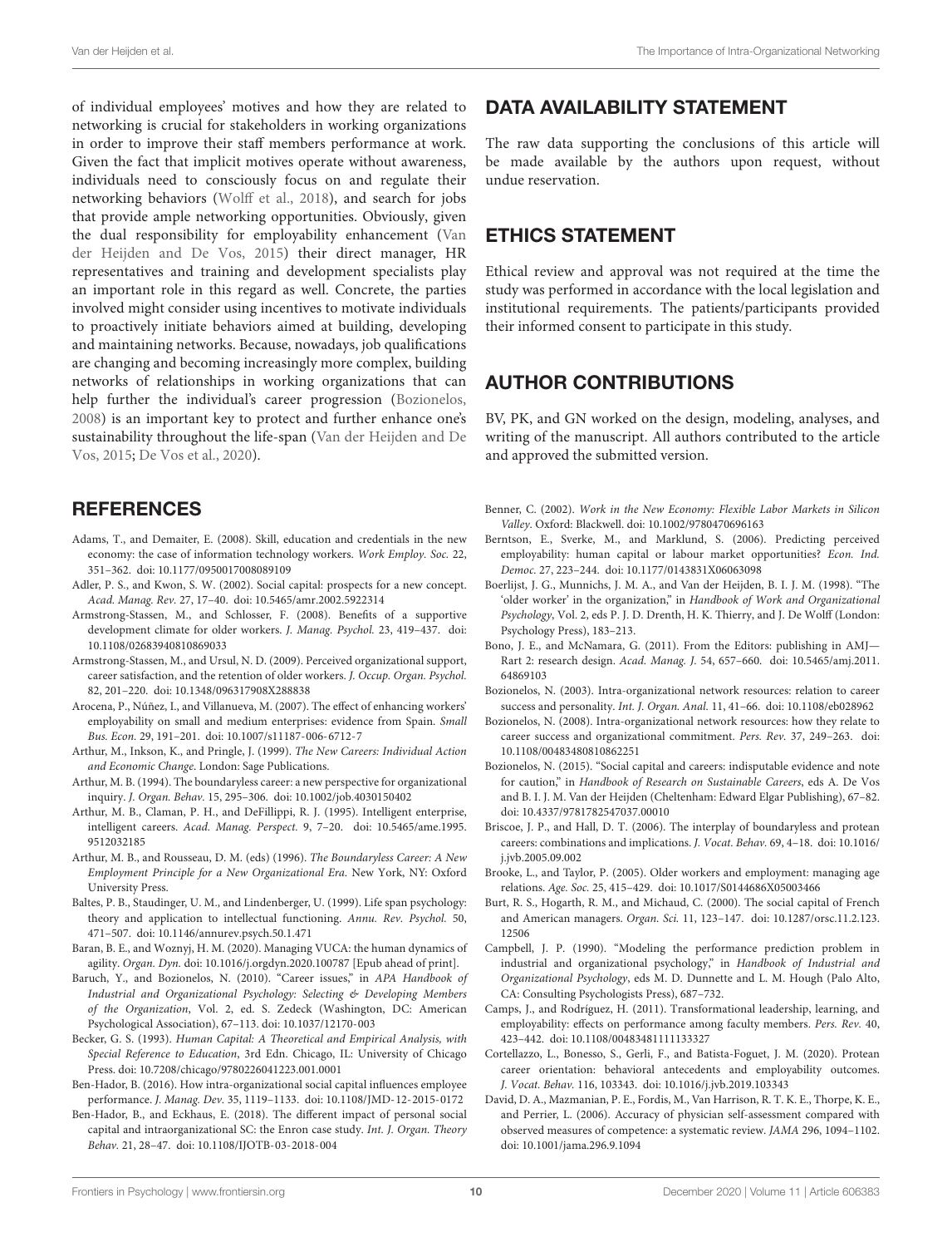of individual employees' motives and how they are related to networking is crucial for stakeholders in working organizations in order to improve their staff members performance at work. Given the fact that implicit motives operate without awareness, individuals need to consciously focus on and regulate their networking behaviors (Wolff et al., 2018), and search for jobs that provide ample networking opportunities. Obviously, given the dual responsibility for employability enhancement (Van der Heijden and De Vos, 2015) their direct manager, HR representatives and training and development specialists play an important role in this regard as well. Concrete, the parties involved might consider using incentives to motivate individuals to proactively initiate behaviors aimed at building, developing and maintaining networks. Because, nowadays, job qualifications are changing and becoming increasingly more complex, building networks of relationships in working organizations that can help further the individual's career progression (Bozionelos, 2008) is an important key to protect and further enhance one's sustainability throughout the life-span (Van der Heijden and De Vos, 2015; De Vos et al., 2020).

## DATA AVAILABILITY STATEMENT

The raw data supporting the conclusions of this article will be made available by the authors upon request, without undue reservation.

## ETHICS STATEMENT

Ethical review and approval was not required at the time the study was performed in accordance with the local legislation and institutional requirements. The patients/participants provided their informed consent to participate in this study.

## AUTHOR CONTRIBUTIONS

BV, PK, and GN worked on the design, modeling, analyses, and writing of the manuscript. All authors contributed to the article and approved the submitted version.

## REFERENCES

Adams, T., and Demaiter, E. (2008). Skill, education and credentials in the new economy: the case of information technology workers. *Work Employ. Soc.* 22, 351–362. doi: 10.1177/0950017008089109

Adler, P. S., and Kwon, S. W. (2002). Social capital: prospects for a new concept. *Acad. Manag. Rev.* 27, 17–40. doi: 10.5465/amr.2002.5922314

Armstrong-Stassen, M., and Schlosser, F. (2008). Benefits of a supportive development climate for older workers. *J. Manag. Psychol.* 23, 419–437. doi: 10.1108/02683940810869033

Armstrong-Stassen, M., and Ursul, N. D. (2009). Perceived organizational support, career satisfaction, and the retention of older workers. *J. Occup. Organ. Psychol.* 82, 201–220. doi: 10.1348/096317908X288838

Arocena, P., Núñez, I., and Villanueva, M. (2007). The effect of enhancing workers' employability on small and medium enterprises: evidence from Spain. *Small Bus. Econ.* 29, 191–201. doi: 10.1007/s11187-006-6712-7

Arthur, M., Inkson, K., and Pringle, J. (1999). *The New Careers: Individual Action and Economic Change*. London: Sage Publications.

Arthur, M. B. (1994). The boundaryless career: a new perspective for organizational inquiry. *J. Organ. Behav.* 15, 295–306. doi: 10.1002/job.4030150402

Arthur, M. B., Claman, P. H., and DeFillippi, R. J. (1995). Intelligent enterprise, intelligent careers. *Acad. Manag. Perspect.* 9, 7–20. doi: 10.5465/ame.1995.9512032185

Arthur, M. B., and Rousseau, D. M. (eds) (1996). *The Boundaryless Career: A New Employment Principle for a New Organizational Era*. New York, NY: Oxford University Press.

Baltes, P. B., Staudinger, U. M., and Lindenberger, U. (1999). Life span psychology: theory and application to intellectual functioning. *Annu. Rev. Psychol.* 50, 471–507. doi: 10.1146/annurev.psych.50.1.471

Baran, B. E., and Woznyj, H. M. (2020). Managing VUCA: the human dynamics of agility. *Organ. Dyn.* doi: 10.1016/j.orgdyn.2020.100787 [Epub ahead of print].

Baruch, Y., and Bozionelos, N. (2010). "Career issues," in *APA Handbook of Industrial and Organizational Psychology: Selecting & Developing Members of the Organization*, Vol. 2, ed. S. Zedeck (Washington, DC: American Psychological Association), 67–113. doi: 10.1037/12170-003

Becker, G. S. (1993). *Human Capital: A Theoretical and Empirical Analysis, with Special Reference to Education*, 3rd Edn. Chicago, IL: University of Chicago Press. doi: 10.7208/chicago/9780226041223.001.0001

Ben-Hador, B. (2016). How intra-organizational social capital influences employee performance. *J. Manag. Dev.* 35, 1119–1133. doi: 10.1108/JMD-12-2015-0172

Ben-Hador, B., and Eckhaus, E. (2018). The different impact of personal social capital and intraorganizational SC: the Enron case study. *Int. J. Organ. Theory Behav.* 21, 28–47. doi: 10.1108/IJOTB-03-2018-004

Benner, C. (2002). *Work in the New Economy: Flexible Labor Markets in Silicon Valley*. Oxford: Blackwell. doi: 10.1002/9780470696163

Berntson, E., Sverke, M., and Marklund, S. (2006). Predicting perceived employability: human capital or labour market opportunities? *Econ. Ind. Democ.* 27, 223–244. doi: 10.1177/0143831X06063098

Boerlijst, J. G., Munnichs, J. M. A., and Van der Heijden, B. I. J. M. (1998). "The 'older worker' in the organization," in *Handbook of Work and Organizational Psychology*, Vol. 2, eds P. J. D. Drenth, H. K. Thierry, and J. De Wolff (London: Psychology Press), 183–213.

Bono, J. E., and McNamara, G. (2011). From the Editors: publishing in AMJ—Rart 2: research design. *Acad. Manag. J.* 54, 657–660. doi: 10.5465/amj.2011.64869103

Bozionelos, N. (2003). Intra-organizational network resources: relation to career success and personality. *Int. J. Organ. Anal.* 11, 41–66. doi: 10.1108/eb028962

Bozionelos, N. (2008). Intra-organizational network resources: how they relate to career success and organizational commitment. *Pers. Rev.* 37, 249–263. doi: 10.1108/00483480810862251

Bozionelos, N. (2015). "Social capital and careers: indisputable evidence and note for caution," in *Handbook of Research on Sustainable Careers*, eds A. De Vos and B. I. J. M. Van der Heijden (Cheltenham: Edward Elgar Publishing), 67–82. doi: 10.4337/9781782547037.00010

Briscoe, J. P., and Hall, D. T. (2006). The interplay of boundaryless and protean careers: combinations and implications. *J. Vocat. Behav.* 69, 4–18. doi: 10.1016/j.jvb.2005.09.002

Brooke, L., and Taylor, P. (2005). Older workers and employment: managing age relations. *Age. Soc.* 25, 415–429. doi: 10.1017/S0144686X05003466

Burt, R. S., Hogarth, R. M., and Michaud, C. (2000). The social capital of French and American managers. *Organ. Sci.* 11, 123–147. doi: 10.1287/orsc.11.2.123.12506

Campbell, J. P. (1990). "Modeling the performance prediction problem in industrial and organizational psychology," in *Handbook of Industrial and Organizational Psychology*, eds M. D. Dunnette and L. M. Hough (Palo Alto, CA: Consulting Psychologists Press), 687–732.

Camps, J., and Rodríguez, H. (2011). Transformational leadership, learning, and employability: effects on performance among faculty members. *Pers. Rev.* 40, 423–442. doi: 10.1108/00483481111133327

Cortellazzo, L., Bonesso, S., Gerli, F., and Batista-Foguet, J. M. (2020). Protean career orientation: behavioral antecedents and employability outcomes. *J. Vocat. Behav.* 116, 103343. doi: 10.1016/j.jvb.2019.103343

David, D. A., Mazmanian, P. E., Fordis, M., Van Harrison, R. T. K. E., Thorpe, K. E., and Perrier, L. (2006). Accuracy of physician self-assessment compared with observed measures of competence: a systematic review. *JAMA* 296, 1094–1102. doi: 10.1001/jama.296.9.1094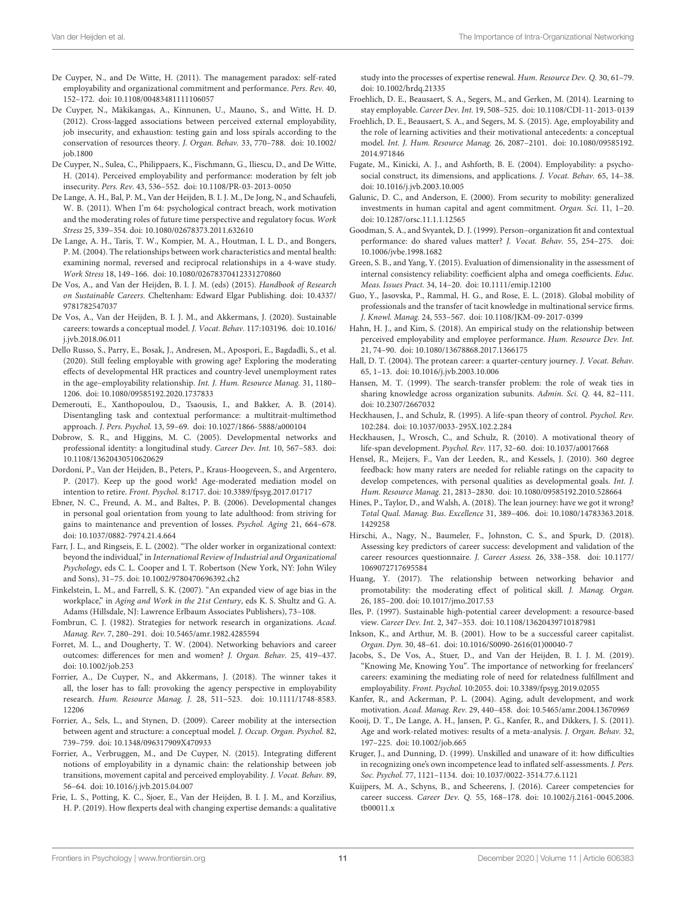De Cuyper, N., and De Witte, H. (2011). The management paradox: self-rated employability and organizational commitment and performance. *Pers. Rev.* 40, 152–172. doi: 10.1108/00483481111106057

De Cuyper, N., Mäkikangas, A., Kinnunen, U., Mauno, S., and Witte, H. D. (2012). Cross-lagged associations between perceived external employability, job insecurity, and exhaustion: testing gain and loss spirals according to the conservation of resources theory. *J. Organ. Behav.* 33, 770–788. doi: 10.1002/job.1800

De Cuyper, N., Sulea, C., Philippaers, K., Fischmann, G., Iliescu, D., and De Witte, H. (2014). Perceived employability and performance: moderation by felt job insecurity. *Pers. Rev.* 43, 536–552. doi: 10.1108/PR-03-2013-0050

De Lange, A. H., Bal, P. M., Van der Heijden, B. I. J. M., De Jong, N., and Schaufeli, W. B. (2011). When I'm 64: psychological contract breach, work motivation and the moderating roles of future time perspective and regulatory focus. *Work Stress* 25, 339–354. doi: 10.1080/02678373.2011.632610

De Lange, A. H., Taris, T. W., Kompier, M. A., Houtman, I. L. D., and Bongers, P. M. (2004). The relationships between work characteristics and mental health: examining normal, reversed and reciprocal relationships in a 4-wave study. *Work Stress* 18, 149–166. doi: 10.1080/02678370412331270860

De Vos, A., and Van der Heijden, B. I. J. M. (eds) (2015). *Handbook of Research on Sustainable Careers*. Cheltenham: Edward Elgar Publishing. doi: 10.4337/9781782547037

De Vos, A., Van der Heijden, B. I. J. M., and Akkermans, J. (2020). Sustainable careers: towards a conceptual model. *J. Vocat. Behav.* 117:103196. doi: 10.1016/j.jvb.2018.06.011

Dello Russo, S., Parry, E., Bosak, J., Andresen, M., Apospori, E., Bagdadli, S., et al. (2020). Still feeling employable with growing age? Exploring the moderating effects of developmental HR practices and country-level unemployment rates in the age–employability relationship. *Int. J. Hum. Resource Manag.* 31, 1180–1206. doi: 10.1080/09585192.2020.1737833

Demerouti, E., Xanthopoulou, D., Tsaousis, I., and Bakker, A. B. (2014). Disentangling task and contextual performance: a multitrait-multimethod approach. *J. Pers. Psychol.* 13, 59–69. doi: 10.1027/1866-5888/a000104

Dobrow, S. R., and Higgins, M. C. (2005). Developmental networks and professional identity: a longitudinal study. *Career Dev. Int.* 10, 567–583. doi: 10.1108/13620430510620629

Dordoni, P., Van der Heijden, B., Peters, P., Kraus-Hoogeveen, S., and Argentero, P. (2017). Keep up the good work! Age-moderated mediation model on intention to retire. *Front. Psychol.* 8:1717. doi: 10.3389/fpsyg.2017.01717

Ebner, N. C., Freund, A. M., and Baltes, P. B. (2006). Developmental changes in personal goal orientation from young to late adulthood: from striving for gains to maintenance and prevention of losses. *Psychol. Aging* 21, 664–678. doi: 10.1037/0882-7974.21.4.664

Farr, J. L., and Ringseis, E. L. (2002). "The older worker in organizational context: beyond the individual," in *International Review of Industrial and Organizational Psychology*, eds C. L. Cooper and I. T. Robertson (New York, NY: John Wiley and Sons), 31–75. doi: 10.1002/9780470696392.ch2

Finkelstein, L. M., and Farrell, S. K. (2007). "An expanded view of age bias in the workplace," in *Aging and Work in the 21st Century*, eds K. S. Shultz and G. A. Adams (Hillsdale, NJ: Lawrence Erlbaum Associates Publishers), 73–108.

Fombrun, C. J. (1982). Strategies for network research in organizations. *Acad. Manag. Rev.* 7, 280–291. doi: 10.5465/amr.1982.4285594

Forret, M. L., and Dougherty, T. W. (2004). Networking behaviors and career outcomes: differences for men and women? *J. Organ. Behav.* 25, 419–437. doi: 10.1002/job.253

Forrier, A., De Cuyper, N., and Akkermans, J. (2018). The winner takes it all, the loser has to fall: provoking the agency perspective in employability research. *Hum. Resource Manag. J.* 28, 511–523. doi: 10.1111/1748-8583.12206

Forrier, A., Sels, L., and Stynen, D. (2009). Career mobility at the intersection between agent and structure: a conceptual model. *J. Occup. Organ. Psychol.* 82, 739–759. doi: 10.1348/096317909X470933

Forrier, A., Verbruggen, M., and De Cuyper, N. (2015). Integrating different notions of employability in a dynamic chain: the relationship between job transitions, movement capital and perceived employability. *J. Vocat. Behav.* 89, 56–64. doi: 10.1016/j.jvb.2015.04.007

Frie, L. S., Potting, K. C., Sjoer, E., Van der Heijden, B. I. J. M., and Korzilius, H. P. (2019). How flexperts deal with changing expertise demands: a qualitative study into the processes of expertise renewal. *Hum. Resource Dev. Q.* 30, 61–79. doi: 10.1002/hrdq.21335

Froehlich, D. E., Beausaert, S. A., Segers, M., and Gerken, M. (2014). Learning to stay employable. *Career Dev. Int.* 19, 508–525. doi: 10.1108/CDI-11-2013-0139

Froehlich, D. E., Beausaert, S. A., and Segers, M. S. (2015). Age, employability and the role of learning activities and their motivational antecedents: a conceptual model. *Int. J. Hum. Resource Manag.* 26, 2087–2101. doi: 10.1080/09585192.2014.971846

Fugate, M., Kinicki, A. J., and Ashforth, B. E. (2004). Employability: a psycho-social construct, its dimensions, and applications. *J. Vocat. Behav.* 65, 14–38. doi: 10.1016/j.jvb.2003.10.005

Galunic, D. C., and Anderson, E. (2000). From security to mobility: generalized investments in human capital and agent commitment. *Organ. Sci.* 11, 1–20. doi: 10.1287/orsc.11.1.1.12565

Goodman, S. A., and Svyantek, D. J. (1999). Person–organization fit and contextual performance: do shared values matter? *J. Vocat. Behav.* 55, 254–275. doi: 10.1006/jvbe.1998.1682

Green, S. B., and Yang, Y. (2015). Evaluation of dimensionality in the assessment of internal consistency reliability: coefficient alpha and omega coefficients. *Educ. Meas. Issues Pract.* 34, 14–20. doi: 10.1111/emip.12100

Guo, Y., Jasovska, P., Rammal, H. G., and Rose, E. L. (2018). Global mobility of professionals and the transfer of tacit knowledge in multinational service firms. *J. Knowl. Manag.* 24, 553–567. doi: 10.1108/JKM-09-2017-0399

Hahn, H. J., and Kim, S. (2018). An empirical study on the relationship between perceived employability and employee performance. *Hum. Resource Dev. Int.* 21, 74–90. doi: 10.1080/13678868.2017.1366175

Hall, D. T. (2004). The protean career: a quarter-century journey. *J. Vocat. Behav.* 65, 1–13. doi: 10.1016/j.jvb.2003.10.006

Hansen, M. T. (1999). The search-transfer problem: the role of weak ties in sharing knowledge across organization subunits. *Admin. Sci. Q.* 44, 82–111. doi: 10.2307/2667032

Heckhausen, J., and Schulz, R. (1995). A life-span theory of control. *Psychol. Rev.* 102:284. doi: 10.1037/0033-295X.102.2.284

Heckhausen, J., Wrosch, C., and Schulz, R. (2010). A motivational theory of life-span development. *Psychol. Rev.* 117, 32–60. doi: 10.1037/a0017668

Hensel, R., Meijers, F., Van der Leeden, R., and Kessels, J. (2010). 360 degree feedback: how many raters are needed for reliable ratings on the capacity to develop competences, with personal qualities as developmental goals. *Int. J. Hum. Resource Manag.* 21, 2813–2830. doi: 10.1080/09585192.2010.528664

Hines, P., Taylor, D., and Walsh, A. (2018). The lean journey: have we got it wrong? *Total Qual. Manag. Bus. Excellence* 31, 389–406. doi: 10.1080/14783363.2018.1429258

Hirschi, A., Nagy, N., Baumeler, F., Johnston, C. S., and Spurk, D. (2018). Assessing key predictors of career success: development and validation of the career resources questionnaire. *J. Career Assess.* 26, 338–358. doi: 10.1177/1069072717695584

Huang, Y. (2017). The relationship between networking behavior and promotability: the moderating effect of political skill. *J. Manag. Organ.* 26, 185–200. doi: 10.1017/jmo.2017.53

Iles, P. (1997). Sustainable high-potential career development: a resource-based view. *Career Dev. Int.* 2, 347–353. doi: 10.1108/13620439710187981

Inkson, K., and Arthur, M. B. (2001). How to be a successful career capitalist. *Organ. Dyn.* 30, 48–61. doi: 10.1016/S0090-2616(01)00040-7

Jacobs, S., De Vos, A., Stuer, D., and Van der Heijden, B. I. J. M. (2019). "Knowing Me, Knowing You". The importance of networking for freelancers' careers: examining the mediating role of need for relatedness fulfillment and employability. *Front. Psychol.* 10:2055. doi: 10.3389/fpsyg.2019.02055

Kanfer, R., and Ackerman, P. L. (2004). Aging, adult development, and work motivation. *Acad. Manag. Rev.* 29, 440–458. doi: 10.5465/amr.2004.13670969

Kooij, D. T., De Lange, A. H., Jansen, P. G., Kanfer, R., and Dikkers, J. S. (2011). Age and work-related motives: results of a meta-analysis. *J. Organ. Behav.* 32, 197–225. doi: 10.1002/job.665

Kruger, J., and Dunning, D. (1999). Unskilled and unaware of it: how difficulties in recognizing one's own incompetence lead to inflated self-assessments. *J. Pers. Soc. Psychol.* 77, 1121–1134. doi: 10.1037/0022-3514.77.6.1121

Kuijpers, M. A., Schyns, B., and Scheerens, J. (2016). Career competencies for career success. *Career Dev. Q.* 55, 168–178. doi: 10.1002/j.2161-0045.2006.tb00011.x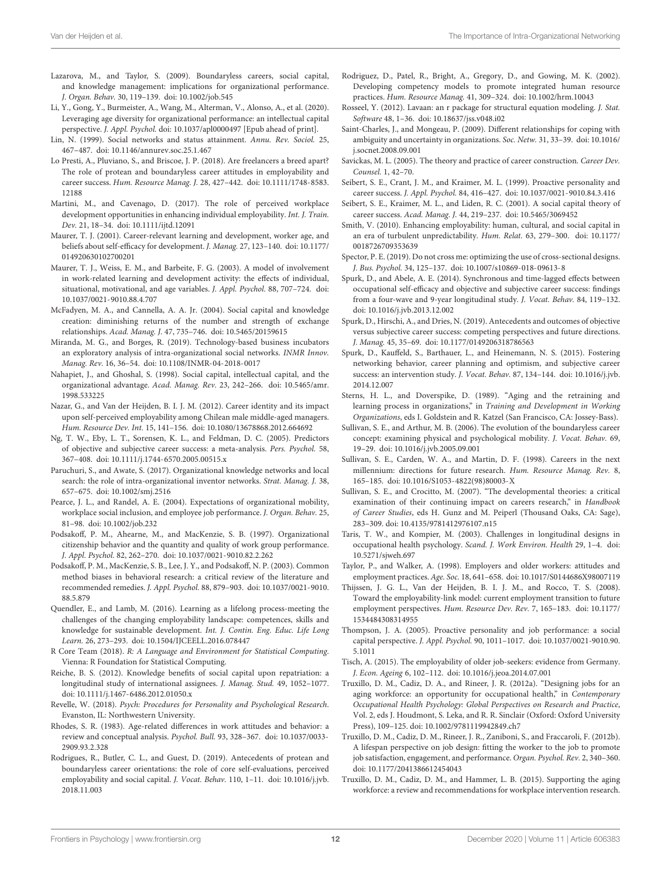Lazarova, M., and Taylor, S. (2009). Boundaryless careers, social capital, and knowledge management: implications for organizational performance. *J. Organ. Behav.* 30, 119–139. doi: 10.1002/job.545

Li, Y., Gong, Y., Burmeister, A., Wang, M., Alterman, V., Alonso, A., et al. (2020). Leveraging age diversity for organizational performance: an intellectual capital perspective. *J. Appl. Psychol.* doi: 10.1037/apl0000497 [Epub ahead of print].

Lin, N. (1999). Social networks and status attainment. *Annu. Rev. Sociol.* 25, 467–487. doi: 10.1146/annurev.soc.25.1.467

Lo Presti, A., Pluviano, S., and Briscoe, J. P. (2018). Are freelancers a breed apart? The role of protean and boundaryless career attitudes in employability and career success. *Hum. Resource Manag. J.* 28, 427–442. doi: 10.1111/1748-8583.12188

Martini, M., and Cavenago, D. (2017). The role of perceived workplace development opportunities in enhancing individual employability. *Int. J. Train. Dev.* 21, 18–34. doi: 10.1111/ijtd.12091

Maurer, T. J. (2001). Career-relevant learning and development, worker age, and beliefs about self-efficacy for development. *J. Manag.* 27, 123–140. doi: 10.1177/014920630102700201

Maurer, T. J., Weiss, E. M., and Barbeite, F. G. (2003). A model of involvement in work-related learning and development activity: the effects of individual, situational, motivational, and age variables. *J. Appl. Psychol.* 88, 707–724. doi: 10.1037/0021-9010.88.4.707

McFadyen, M. A., and Cannella, A. A. Jr. (2004). Social capital and knowledge creation: diminishing returns of the number and strength of exchange relationships. *Acad. Manag. J.* 47, 735–746. doi: 10.5465/20159615

Miranda, M. G., and Borges, R. (2019). Technology-based business incubators an exploratory analysis of intra-organizational social networks. *INMR Innov. Manag. Rev.* 16, 36–54. doi: 10.1108/INMR-04-2018-0017

Nahapiet, J., and Ghoshal, S. (1998). Social capital, intellectual capital, and the organizational advantage. *Acad. Manag. Rev.* 23, 242–266. doi: 10.5465/amr.1998.533225

Nazar, G., and Van der Heijden, B. I. J. M. (2012). Career identity and its impact upon self-perceived employability among Chilean male middle-aged managers. *Hum. Resource Dev. Int.* 15, 141–156. doi: 10.1080/13678868.2012.664692

Ng, T. W., Eby, L. T., Sorensen, K. L., and Feldman, D. C. (2005). Predictors of objective and subjective career success: a meta-analysis. *Pers. Psychol.* 58, 367–408. doi: 10.1111/j.1744-6570.2005.00515.x

Paruchuri, S., and Awate, S. (2017). Organizational knowledge networks and local search: the role of intra-organizational inventor networks. *Strat. Manag. J.* 38, 657–675. doi: 10.1002/smj.2516

Pearce, J. L., and Randel, A. E. (2004). Expectations of organizational mobility, workplace social inclusion, and employee job performance. *J. Organ. Behav.* 25, 81–98. doi: 10.1002/job.232

Podsakoff, P. M., Ahearne, M., and MacKenzie, S. B. (1997). Organizational citizenship behavior and the quantity and quality of work group performance. *J. Appl. Psychol.* 82, 262–270. doi: 10.1037/0021-9010.82.2.262

Podsakoff, P. M., MacKenzie, S. B., Lee, J. Y., and Podsakoff, N. P. (2003). Common method biases in behavioral research: a critical review of the literature and recommended remedies. *J. Appl. Psychol.* 88, 879–903. doi: 10.1037/0021-9010.88.5.879

Quendler, E., and Lamb, M. (2016). Learning as a lifelong process-meeting the challenges of the changing employability landscape: competences, skills and knowledge for sustainable development. *Int. J. Contin. Eng. Educ. Life Long Learn.* 26, 273–293. doi: 10.1504/IJCEELL.2016.078447

R Core Team (2018). *R: A Language and Environment for Statistical Computing*. Vienna: R Foundation for Statistical Computing.

Reiche, B. S. (2012). Knowledge benefits of social capital upon repatriation: a longitudinal study of international assignees. *J. Manag. Stud.* 49, 1052–1077. doi: 10.1111/j.1467-6486.2012.01050.x

Revelle, W. (2018). *Psych: Procedures for Personality and Psychological Research*. Evanston, IL: Northwestern University.

Rhodes, S. R. (1983). Age-related differences in work attitudes and behavior: a review and conceptual analysis. *Psychol. Bull.* 93, 328–367. doi: 10.1037/0033-2909.93.2.328

Rodrigues, R., Butler, C. L., and Guest, D. (2019). Antecedents of protean and boundaryless career orientations: the role of core self-evaluations, perceived employability and social capital. *J. Vocat. Behav.* 110, 1–11. doi: 10.1016/j.jvb.2018.11.003

Rodriguez, D., Patel, R., Bright, A., Gregory, D., and Gowing, M. K. (2002). Developing competency models to promote integrated human resource practices. *Hum. Resource Manag.* 41, 309–324. doi: 10.1002/hrm.10043

Rosseel, Y. (2012). Lavaan: an r package for structural equation modeling. *J. Stat. Software* 48, 1–36. doi: 10.18637/jss.v048.i02

Saint-Charles, J., and Mongeau, P. (2009). Different relationships for coping with ambiguity and uncertainty in organizations. *Soc. Netw.* 31, 33–39. doi: 10.1016/j.socnet.2008.09.001

Savickas, M. L. (2005). The theory and practice of career construction. *Career Dev. Counsel.* 1, 42–70.

Seibert, S. E., Crant, J. M., and Kraimer, M. L. (1999). Proactive personality and career success. *J. Appl. Psychol.* 84, 416–427. doi: 10.1037/0021-9010.84.3.416

Seibert, S. E., Kraimer, M. L., and Liden, R. C. (2001). A social capital theory of career success. *Acad. Manag. J.* 44, 219–237. doi: 10.5465/3069452

Smith, V. (2010). Enhancing employability: human, cultural, and social capital in an era of turbulent unpredictability. *Hum. Relat.* 63, 279–300. doi: 10.1177/0018726709353639

Spector, P. E. (2019). Do not cross me: optimizing the use of cross-sectional designs. *J. Bus. Psychol.* 34, 125–137. doi: 10.1007/s10869-018-09613-8

Spurk, D., and Abele, A. E. (2014). Synchronous and time-lagged effects between occupational self-efficacy and objective and subjective career success: findings from a four-wave and 9-year longitudinal study. *J. Vocat. Behav.* 84, 119–132. doi: 10.1016/j.jvb.2013.12.002

Spurk, D., Hirschi, A., and Dries, N. (2019). Antecedents and outcomes of objective versus subjective career success: competing perspectives and future directions. *J. Manag.* 45, 35–69. doi: 10.1177/0149206318786563

Spurk, D., Kauffeld, S., Barthauer, L., and Heinemann, N. S. (2015). Fostering networking behavior, career planning and optimism, and subjective career success: an intervention study. *J. Vocat. Behav.* 87, 134–144. doi: 10.1016/j.jvb.2014.12.007

Sterns, H. L., and Doverspike, D. (1989). "Aging and the retraining and learning process in organizations," in *Training and Development in Working Organizations*, eds I. Goldstein and R. Katzel (San Francisco, CA: Jossey-Bass).

Sullivan, S. E., and Arthur, M. B. (2006). The evolution of the boundaryless career concept: examining physical and psychological mobility. *J. Vocat. Behav.* 69, 19–29. doi: 10.1016/j.jvb.2005.09.001

Sullivan, S. E., Carden, W. A., and Martin, D. F. (1998). Careers in the next millennium: directions for future research. *Hum. Resource Manag. Rev.* 8, 165–185. doi: 10.1016/S1053-4822(98)80003-X

Sullivan, S. E., and Crocitto, M. (2007). "The developmental theories: a critical examination of their continuing impact on careers research," in *Handbook of Career Studies*, eds H. Gunz and M. Peiperl (Thousand Oaks, CA: Sage), 283–309. doi: 10.4135/9781412976107.n15

Taris, T. W., and Kompier, M. (2003). Challenges in longitudinal designs in occupational health psychology. *Scand. J. Work Environ. Health* 29, 1–4. doi: 10.5271/sjweh.697

Taylor, P., and Walker, A. (1998). Employers and older workers: attitudes and employment practices. *Age. Soc.* 18, 641–658. doi: 10.1017/S0144686X98007119

Thijssen, J. G. L., Van der Heijden, B. I. J. M., and Rocco, T. S. (2008). Toward the employability-link model: current employment transition to future employment perspectives. *Hum. Resource Dev. Rev.* 7, 165–183. doi: 10.1177/1534484308314955

Thompson, J. A. (2005). Proactive personality and job performance: a social capital perspective. *J. Appl. Psychol.* 90, 1011–1017. doi: 10.1037/0021-9010.90.5.1011

Tisch, A. (2015). The employability of older job-seekers: evidence from Germany. *J. Econ. Ageing* 6, 102–112. doi: 10.1016/j.jeoa.2014.07.001

Truxillo, D. M., Cadiz, D. A., and Rineer, J. R. (2012a). "Designing jobs for an aging workforce: an opportunity for occupational health," in *Contemporary Occupational Health Psychology: Global Perspectives on Research and Practice*, Vol. 2, eds J. Houdmont, S. Leka, and R. R. Sinclair (Oxford: Oxford University Press), 109–125. doi: 10.1002/9781119942849.ch7

Truxillo, D. M., Cadiz, D. M., Rineer, J. R., Zaniboni, S., and Fraccaroli, F. (2012b). A lifespan perspective on job design: fitting the worker to the job to promote job satisfaction, engagement, and performance. *Organ. Psychol. Rev.* 2, 340–360. doi: 10.1177/2041386612454043

Truxillo, D. M., Cadiz, D. M., and Hammer, L. B. (2015). Supporting the aging workforce: a review and recommendations for workplace intervention research.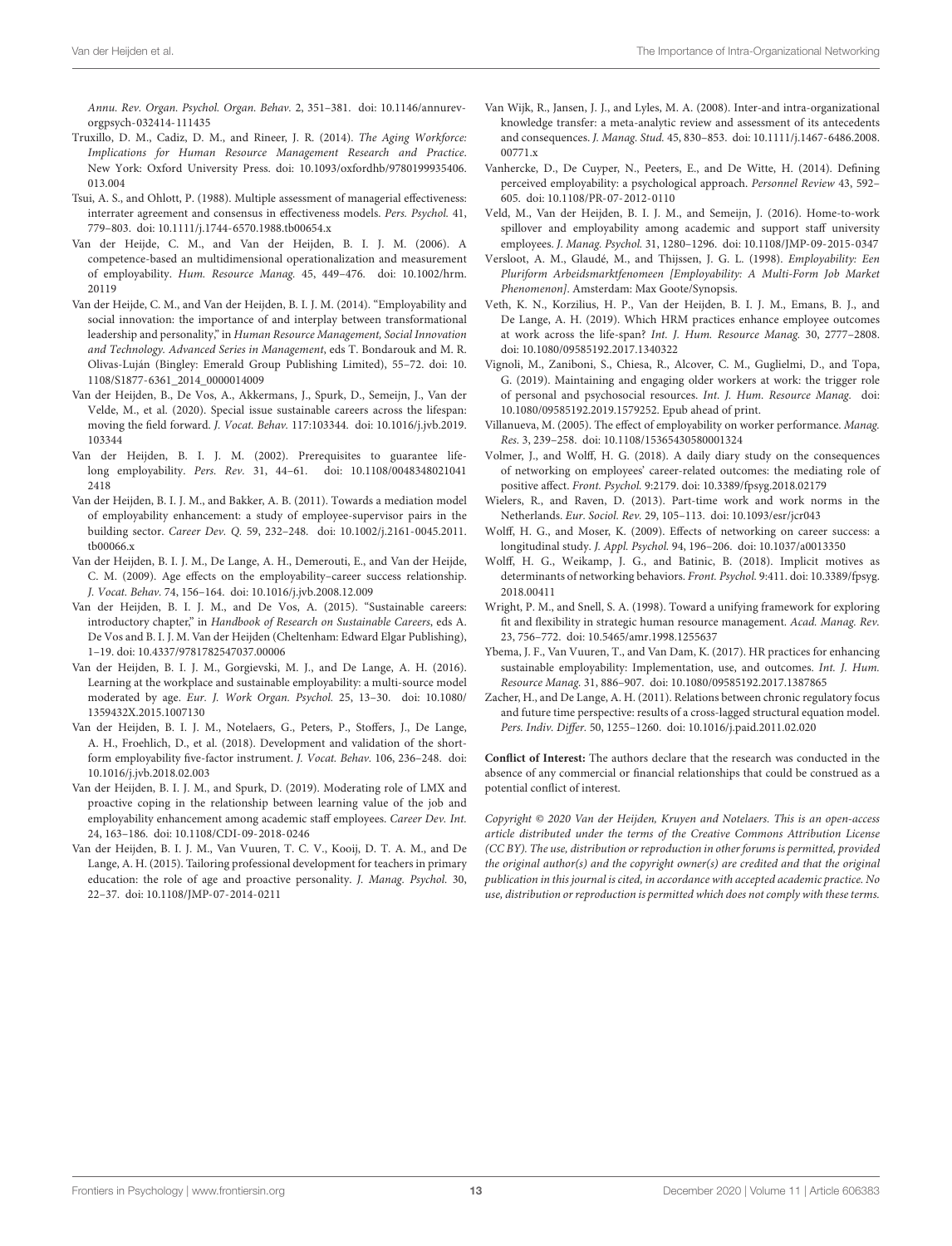Annu. Rev. Organ. Psychol. Organ. Behav. 2, 351–381. doi: 10.1146/annurev-orgpsych-032414-111435

Truxillo, D. M., Cadiz, D. M., and Rineer, J. R. (2014). *The Aging Workforce: Implications for Human Resource Management Research and Practice*. New York: Oxford University Press. doi: 10.1093/oxfordhb/9780199935406.013.004

Tsui, A. S., and Ohlott, P. (1988). Multiple assessment of managerial effectiveness: interrater agreement and consensus in effectiveness models. *Pers. Psychol.* 41, 779–803. doi: 10.1111/j.1744-6570.1988.tb00654.x

Van der Heijde, C. M., and Van der Heijden, B. I. J. M. (2006). A competence-based an multidimensional operationalization and measurement of employability. *Hum. Resource Manag.* 45, 449–476. doi: 10.1002/hrm.20119

Van der Heijde, C. M., and Van der Heijden, B. I. J. M. (2014). "Employability and social innovation: the importance of and interplay between transformational leadership and personality," in *Human Resource Management, Social Innovation and Technology. Advanced Series in Management*, eds T. Bondarouk and M. R. Olivas-Luján (Bingley: Emerald Group Publishing Limited), 55–72. doi: 10.1108/S1877-6361_2014_0000014009

Van der Heijden, B., De Vos, A., Akkermans, J., Spurk, D., Semeijn, J., Van der Velde, M., et al. (2020). Special issue sustainable careers across the lifespan: moving the field forward. *J. Vocat. Behav.* 117:103344. doi: 10.1016/j.jvb.2019.103344

Van der Heijden, B. I. J. M. (2002). Prerequisites to guarantee life-long employability. *Pers. Rev.* 31, 44–61. doi: 10.1108/00483480210412418

Van der Heijden, B. I. J. M., and Bakker, A. B. (2011). Towards a mediation model of employability enhancement: a study of employee-supervisor pairs in the building sector. *Career Dev. Q.* 59, 232–248. doi: 10.1002/j.2161-0045.2011.tb00066.x

Van der Heijden, B. I. J. M., De Lange, A. H., Demerouti, E., and Van der Heijde, C. M. (2009). Age effects on the employability–career success relationship. *J. Vocat. Behav.* 74, 156–164. doi: 10.1016/j.jvb.2008.12.009

Van der Heijden, B. I. J. M., and De Vos, A. (2015). "Sustainable careers: introductory chapter," in *Handbook of Research on Sustainable Careers*, eds A. De Vos and B. I. J. M. Van der Heijden (Cheltenham: Edward Elgar Publishing), 1–19. doi: 10.4337/9781782547037.00006

Van der Heijden, B. I. J. M., Gorgievski, M. J., and De Lange, A. H. (2016). Learning at the workplace and sustainable employability: a multi-source model moderated by age. *Eur. J. Work Organ. Psychol.* 25, 13–30. doi: 10.1080/1359432X.2015.1007130

Van der Heijden, B. I. J. M., Notelaers, G., Peters, P., Stoffers, J., De Lange, A. H., Froehlich, D., et al. (2018). Development and validation of the short-form employability five-factor instrument. *J. Vocat. Behav.* 106, 236–248. doi: 10.1016/j.jvb.2018.02.003

Van der Heijden, B. I. J. M., and Spurk, D. (2019). Moderating role of LMX and proactive coping in the relationship between learning value of the job and employability enhancement among academic staff employees. *Career Dev. Int.* 24, 163–186. doi: 10.1108/CDI-09-2018-0246

Van der Heijden, B. I. J. M., Van Vuuren, T. C. V., Kooij, D. T. A. M., and De Lange, A. H. (2015). Tailoring professional development for teachers in primary education: the role of age and proactive personality. *J. Manag. Psychol.* 30, 22–37. doi: 10.1108/JMP-07-2014-0211

Van Wijk, R., Jansen, J. J., and Lyles, M. A. (2008). Inter-and intra-organizational knowledge transfer: a meta-analytic review and assessment of its antecedents and consequences. *J. Manag. Stud.* 45, 830–853. doi: 10.1111/j.1467-6486.2008.00771.x

Vanhercke, D., De Cuyper, N., Peeters, E., and De Witte, H. (2014). Defining perceived employability: a psychological approach. *Personnel Review* 43, 592–605. doi: 10.1108/PR-07-2012-0110

Veld, M., Van der Heijden, B. I. J. M., and Semeijn, J. (2016). Home-to-work spillover and employability among academic and support staff university employees. *J. Manag. Psychol.* 31, 1280–1296. doi: 10.1108/JMP-09-2015-0347

Versloot, A. M., Glaudé, M., and Thijssen, J. G. L. (1998). *Employability: Een Pluriform Arbeidsmarktfenomeen [Employability: A Multi-Form Job Market Phenomenon]*. Amsterdam: Max Goote/Synopsis.

Veth, K. N., Korzilius, H. P., Van der Heijden, B. I. J. M., Emans, B. J., and De Lange, A. H. (2019). Which HRM practices enhance employee outcomes at work across the life-span? *Int. J. Hum. Resource Manag.* 30, 2777–2808. doi: 10.1080/09585192.2017.1340322

Vignoli, M., Zaniboni, S., Chiesa, R., Alcover, C. M., Guglielmi, D., and Topa, G. (2019). Maintaining and engaging older workers at work: the trigger role of personal and psychosocial resources. *Int. J. Hum. Resource Manag.* doi: 10.1080/09585192.2019.1579252. Epub ahead of print.

Villanueva, M. (2005). The effect of employability on worker performance. *Manag. Res.* 3, 239–258. doi: 10.1108/15365430580001324

Volmer, J., and Wolff, H. G. (2018). A daily diary study on the consequences of networking on employees' career-related outcomes: the mediating role of positive affect. *Front. Psychol.* 9:2179. doi: 10.3389/fpsyg.2018.02179

Wielers, R., and Raven, D. (2013). Part-time work and work norms in the Netherlands. *Eur. Sociol. Rev.* 29, 105–113. doi: 10.1093/esr/jcr043

Wolff, H. G., and Moser, K. (2009). Effects of networking on career success: a longitudinal study. *J. Appl. Psychol.* 94, 196–206. doi: 10.1037/a0013350

Wolff, H. G., Weikamp, J. G., and Batinic, B. (2018). Implicit motives as determinants of networking behaviors. *Front. Psychol.* 9:411. doi: 10.3389/fpsyg.2018.00411

Wright, P. M., and Snell, S. A. (1998). Toward a unifying framework for exploring fit and flexibility in strategic human resource management. *Acad. Manag. Rev.* 23, 756–772. doi: 10.5465/amr.1998.1255637

Ybema, J. F., Van Vuuren, T., and Van Dam, K. (2017). HR practices for enhancing sustainable employability: Implementation, use, and outcomes. *Int. J. Hum. Resource Manag.* 31, 886–907. doi: 10.1080/09585192.2017.1387865

Zacher, H., and De Lange, A. H. (2011). Relations between chronic regulatory focus and future time perspective: results of a cross-lagged structural equation model. *Pers. Indiv. Differ.* 50, 1255–1260. doi: 10.1016/j.paid.2011.02.020

**Conflict of Interest:** The authors declare that the research was conducted in the absence of any commercial or financial relationships that could be construed as a potential conflict of interest.

*Copyright © 2020 Van der Heijden, Kruyen and Notelaers. This is an open-access article distributed under the terms of the Creative Commons Attribution License (CC BY). The use, distribution or reproduction in other forums is permitted, provided the original author(s) and the copyright owner(s) are credited and that the original publication in this journal is cited, in accordance with accepted academic practice. No use, distribution or reproduction is permitted which does not comply with these terms.*